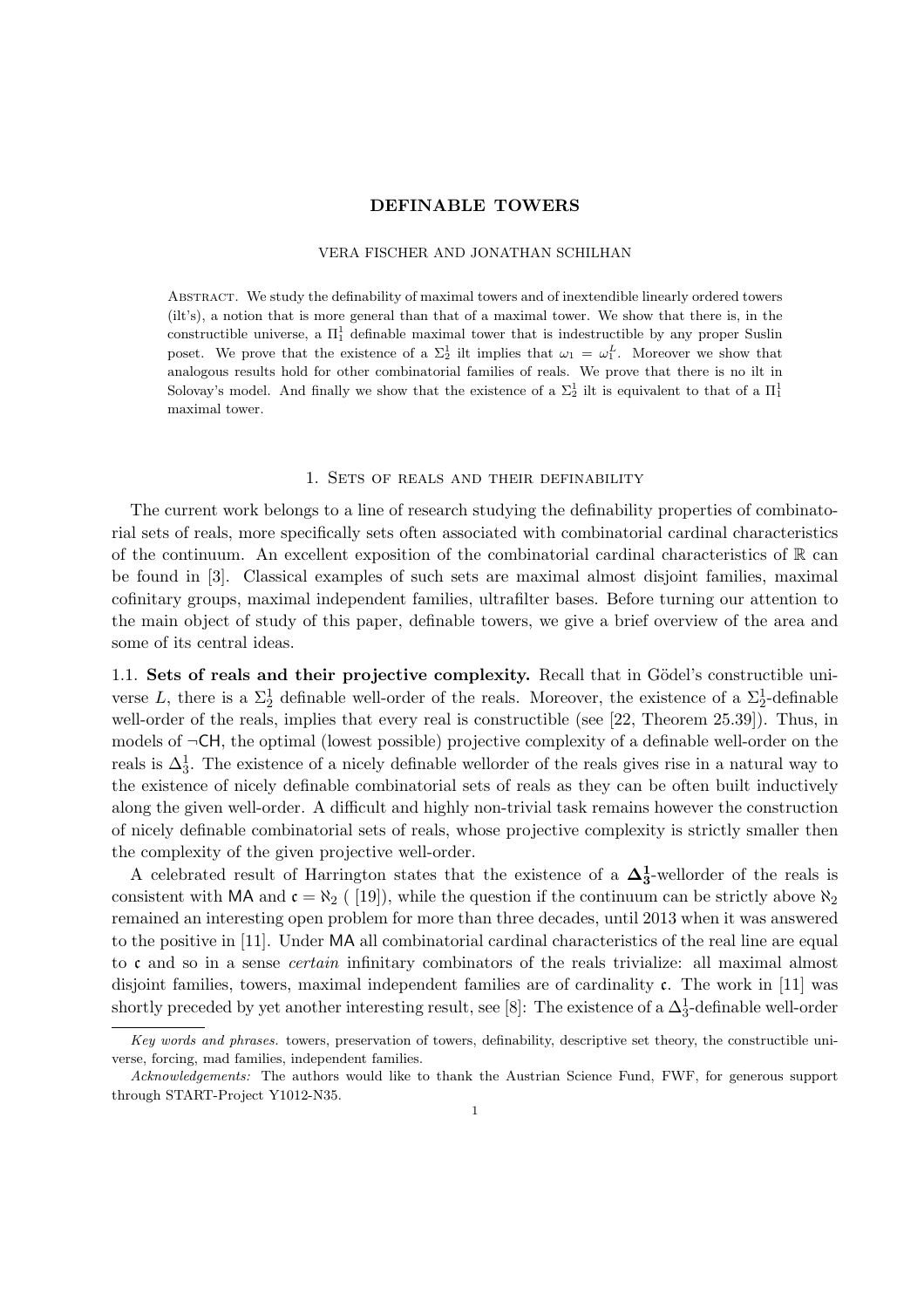# DEFINABLE TOWERS

VERA FISCHER AND JONATHAN SCHILHAN

Abstract. We study the definability of maximal towers and of inextendible linearly ordered towers (ilt's), a notion that is more general than that of a maximal tower. We show that there is, in the constructible universe, a $\Pi^1_1$ definable maximal tower that is indestructible by any proper Suslin poset. We prove that the existence of a $\Sigma^1_2$ ilt implies that $\omega_1 = \omega_1^L$. Moreover we show that analogous results hold for other combinatorial families of reals. We prove that there is no ilt in Solovay's model. And finally we show that the existence of a $\Sigma^1_2$ ilt is equivalent to that of a $\Pi^1_1$ maximal tower.

## 1. Sets of reals and their definability

The current work belongs to a line of research studying the definability properties of combinatorial sets of reals, more specifically sets often associated with combinatorial cardinal characteristics of the continuum. An excellent exposition of the combinatorial cardinal characteristics of $\mathbb{R}$ can be found in [3]. Classical examples of such sets are maximal almost disjoint families, maximal cofinitary groups, maximal independent families, ultrafilter bases. Before turning our attention to the main object of study of this paper, definable towers, we give a brief overview of the area and some of its central ideas.

**1.1. Sets of reals and their projective complexity.** Recall that in Gödel's constructible universe $L$, there is a $\Sigma^1_2$ definable well-order of the reals. Moreover, the existence of a $\Sigma^1_2$-definable well-order of the reals, implies that every real is constructible (see [22, Theorem 25.39]). Thus, in models of $\neg\mathsf{CH}$, the optimal (lowest possible) projective complexity of a definable well-order on the reals is $\Delta^1_3$. The existence of a nicely definable wellorder of the reals gives rise in a natural way to the existence of nicely definable combinatorial sets of reals as they can be often built inductively along the given well-order. A difficult and highly non-trivial task remains however the construction of nicely definable combinatorial sets of reals, whose projective complexity is strictly smaller then the complexity of the given projective well-order.

A celebrated result of Harrington states that the existence of a $\boldsymbol{\Delta^1_3}$-wellorder of the reals is consistent with $\mathsf{MA}$ and $\mathfrak{c} = \aleph_2$ ( [19]), while the question if the continuum can be strictly above $\aleph_2$ remained an interesting open problem for more than three decades, until 2013 when it was answered to the positive in [11]. Under $\mathsf{MA}$ all combinatorial cardinal characteristics of the real line are equal to $\mathfrak{c}$ and so in a sense *certain* infinitary combinators of the reals trivialize: all maximal almost disjoint families, towers, maximal independent families are of cardinality $\mathfrak{c}$. The work in [11] was shortly preceded by yet another interesting result, see [8]: The existence of a $\Delta^1_3$-definable well-order

---

*Key words and phrases.* towers, preservation of towers, definability, descriptive set theory, the constructible universe, forcing, mad families, independent families.

*Acknowledgements:* The authors would like to thank the Austrian Science Fund, FWF, for generous support through START-Project Y1012-N35.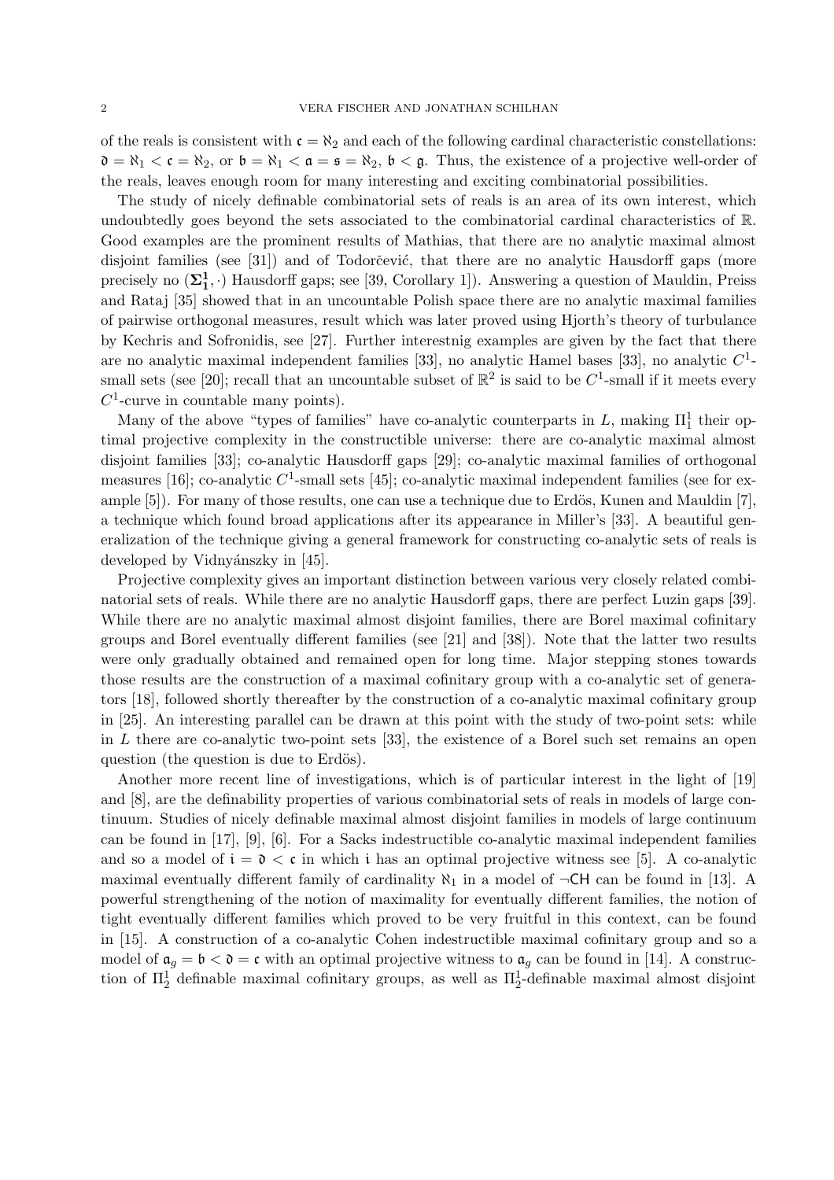of the reals is consistent with $\mathfrak{c} = \aleph_2$ and each of the following cardinal characteristic constellations: $\mathfrak{d} = \aleph_1 < \mathfrak{c} = \aleph_2$, or $\mathfrak{b} = \aleph_1 < \mathfrak{a} = \mathfrak{s} = \aleph_2$, $\mathfrak{b} < \mathfrak{g}$. Thus, the existence of a projective well-order of the reals, leaves enough room for many interesting and exciting combinatorial possibilities.

The study of nicely definable combinatorial sets of reals is an area of its own interest, which undoubtedly goes beyond the sets associated to the combinatorial cardinal characteristics of $\mathbb{R}$. Good examples are the prominent results of Mathias, that there are no analytic maximal almost disjoint families (see [31]) and of Todorčević, that there are no analytic Hausdorff gaps (more precisely no $(\mathbf{\Sigma}^1_1, \cdot)$ Hausdorff gaps; see [39, Corollary 1]). Answering a question of Mauldin, Preiss and Rataj [35] showed that in an uncountable Polish space there are no analytic maximal families of pairwise orthogonal measures, result which was later proved using Hjorth's theory of turbulance by Kechris and Sofronidis, see [27]. Further interestnig examples are given by the fact that there are no analytic maximal independent families [33], no analytic Hamel bases [33], no analytic $C^1$-small sets (see [20]; recall that an uncountable subset of $\mathbb{R}^2$ is said to be $C^1$-small if it meets every $C^1$-curve in countable many points).

Many of the above "types of families" have co-analytic counterparts in $L$, making $\Pi^1_1$ their optimal projective complexity in the constructible universe: there are co-analytic maximal almost disjoint families [33]; co-analytic Hausdorff gaps [29]; co-analytic maximal families of orthogonal measures [16]; co-analytic $C^1$-small sets [45]; co-analytic maximal independent families (see for example [5]). For many of those results, one can use a technique due to Erdös, Kunen and Mauldin [7], a technique which found broad applications after its appearance in Miller's [33]. A beautiful generalization of the technique giving a general framework for constructing co-analytic sets of reals is developed by Vidnyánszky in [45].

Projective complexity gives an important distinction between various very closely related combinatorial sets of reals. While there are no analytic Hausdorff gaps, there are perfect Luzin gaps [39]. While there are no analytic maximal almost disjoint families, there are Borel maximal cofinitary groups and Borel eventually different families (see [21] and [38]). Note that the latter two results were only gradually obtained and remained open for long time. Major stepping stones towards those results are the construction of a maximal cofinitary group with a co-analytic set of generators [18], followed shortly thereafter by the construction of a co-analytic maximal cofinitary group in [25]. An interesting parallel can be drawn at this point with the study of two-point sets: while in $L$ there are co-analytic two-point sets [33], the existence of a Borel such set remains an open question (the question is due to Erdös).

Another more recent line of investigations, which is of particular interest in the light of [19] and [8], are the definability properties of various combinatorial sets of reals in models of large continuum. Studies of nicely definable maximal almost disjoint families in models of large continuum can be found in [17], [9], [6]. For a Sacks indestructible co-analytic maximal independent families and so a model of $\mathfrak{i} = \mathfrak{d} < \mathfrak{c}$ in which $\mathfrak{i}$ has an optimal projective witness see [5]. A co-analytic maximal eventually different family of cardinality $\aleph_1$ in a model of $\neg\mathsf{CH}$ can be found in [13]. A powerful strengthening of the notion of maximality for eventually different families, the notion of tight eventually different families which proved to be very fruitful in this context, can be found in [15]. A construction of a co-analytic Cohen indestructible maximal cofinitary group and so a model of $\mathfrak{a}_g = \mathfrak{b} < \mathfrak{d} = \mathfrak{c}$ with an optimal projective witness to $\mathfrak{a}_g$ can be found in [14]. A construction of $\Pi^1_2$ definable maximal cofinitary groups, as well as $\Pi^1_2$-definable maximal almost disjoint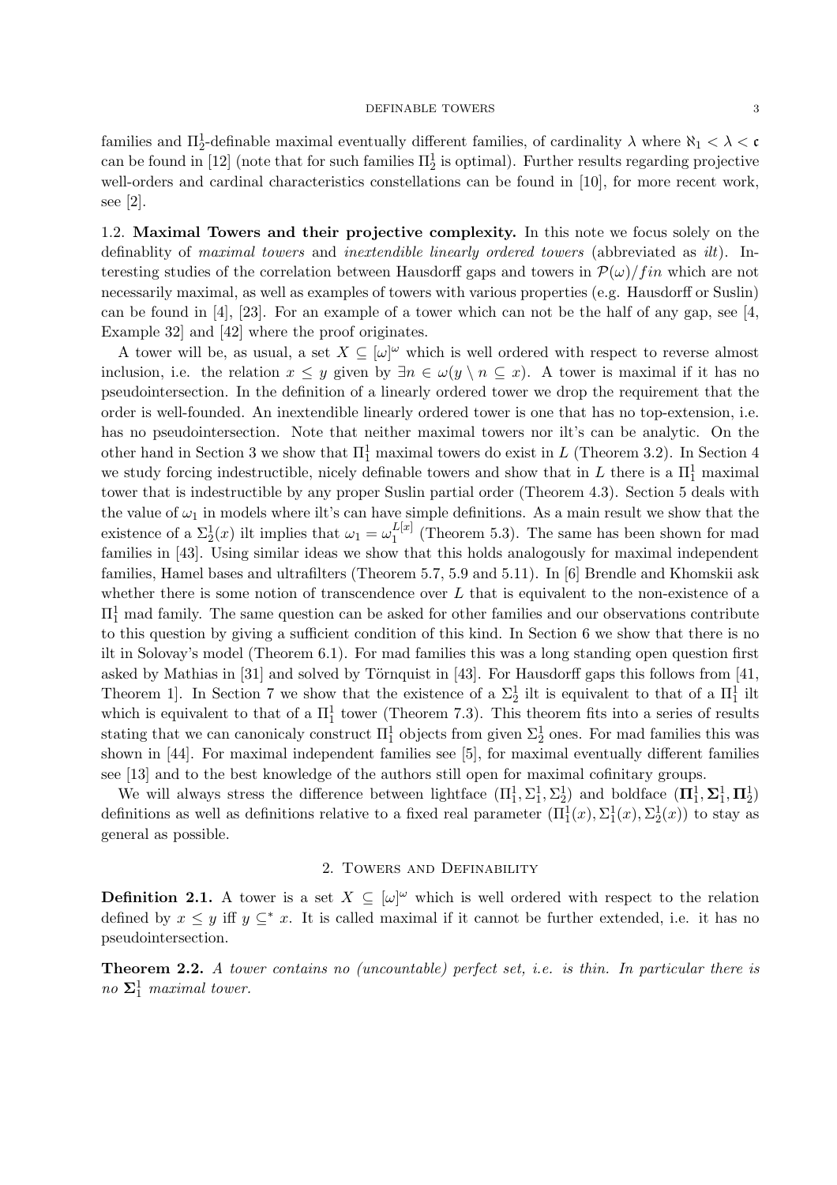families and $\Pi^1_2$-definable maximal eventually different families, of cardinality $\lambda$ where $\aleph_1 < \lambda < \mathfrak{c}$ can be found in [12] (note that for such families $\Pi^1_2$ is optimal). Further results regarding projective well-orders and cardinal characteristics constellations can be found in [10], for more recent work, see [2].

1.2. **Maximal Towers and their projective complexity.** In this note we focus solely on the definablity of *maximal towers* and *inextendible linearly ordered towers* (abbreviated as *ilt*). Interesting studies of the correlation between Hausdorff gaps and towers in $\mathcal{P}(\omega)/fin$ which are not necessarily maximal, as well as examples of towers with various properties (e.g. Hausdorff or Suslin) can be found in [4], [23]. For an example of a tower which can not be the half of any gap, see [4, Example 32] and [42] where the proof originates.

A tower will be, as usual, a set $X \subseteq [\omega]^\omega$ which is well ordered with respect to reverse almost inclusion, i.e. the relation $x \leq y$ given by $\exists n \in \omega(y \setminus n \subseteq x)$. A tower is maximal if it has no pseudointersection. In the definition of a linearly ordered tower we drop the requirement that the order is well-founded. An inextendible linearly ordered tower is one that has no top-extension, i.e. has no pseudointersection. Note that neither maximal towers nor ilt's can be analytic. On the other hand in Section 3 we show that $\Pi^1_1$ maximal towers do exist in $L$ (Theorem 3.2). In Section 4 we study forcing indestructible, nicely definable towers and show that in $L$ there is a $\Pi^1_1$ maximal tower that is indestructible by any proper Suslin partial order (Theorem 4.3). Section 5 deals with the value of $\omega_1$ in models where ilt's can have simple definitions. As a main result we show that the existence of a $\Sigma^1_2(x)$ ilt implies that $\omega_1 = \omega_1^{L[x]}$ (Theorem 5.3). The same has been shown for mad families in [43]. Using similar ideas we show that this holds analogously for maximal independent families, Hamel bases and ultrafilters (Theorem 5.7, 5.9 and 5.11). In [6] Brendle and Khomskii ask whether there is some notion of transcendence over $L$ that is equivalent to the non-existence of a $\Pi^1_1$ mad family. The same question can be asked for other families and our observations contribute to this question by giving a sufficient condition of this kind. In Section 6 we show that there is no ilt in Solovay's model (Theorem 6.1). For mad families this was a long standing open question first asked by Mathias in [31] and solved by Törnquist in [43]. For Hausdorff gaps this follows from [41, Theorem 1]. In Section 7 we show that the existence of a $\Sigma^1_2$ ilt is equivalent to that of a $\Pi^1_1$ ilt which is equivalent to that of a $\Pi^1_1$ tower (Theorem 7.3). This theorem fits into a series of results stating that we can canonicaly construct $\Pi^1_1$ objects from given $\Sigma^1_2$ ones. For mad families this was shown in [44]. For maximal independent families see [5], for maximal eventually different families see [13] and to the best knowledge of the authors still open for maximal cofinitary groups.

We will always stress the difference between lightface $(\Pi^1_1, \Sigma^1_1, \Sigma^1_2)$ and boldface $(\boldsymbol{\Pi}^1_1, \boldsymbol{\Sigma}^1_1, \boldsymbol{\Pi}^1_2)$ definitions as well as definitions relative to a fixed real parameter $(\Pi^1_1(x), \Sigma^1_1(x), \Sigma^1_2(x))$ to stay as general as possible.

## 2. Towers and Definability

**Definition 2.1.** A tower is a set $X \subseteq [\omega]^\omega$ which is well ordered with respect to the relation defined by $x \leq y$ iff $y \subseteq^* x$. It is called maximal if it cannot be further extended, i.e. it has no pseudointersection.

**Theorem 2.2.** *A tower contains no (uncountable) perfect set, i.e. is thin. In particular there is no $\boldsymbol{\Sigma}^1_1$ maximal tower.*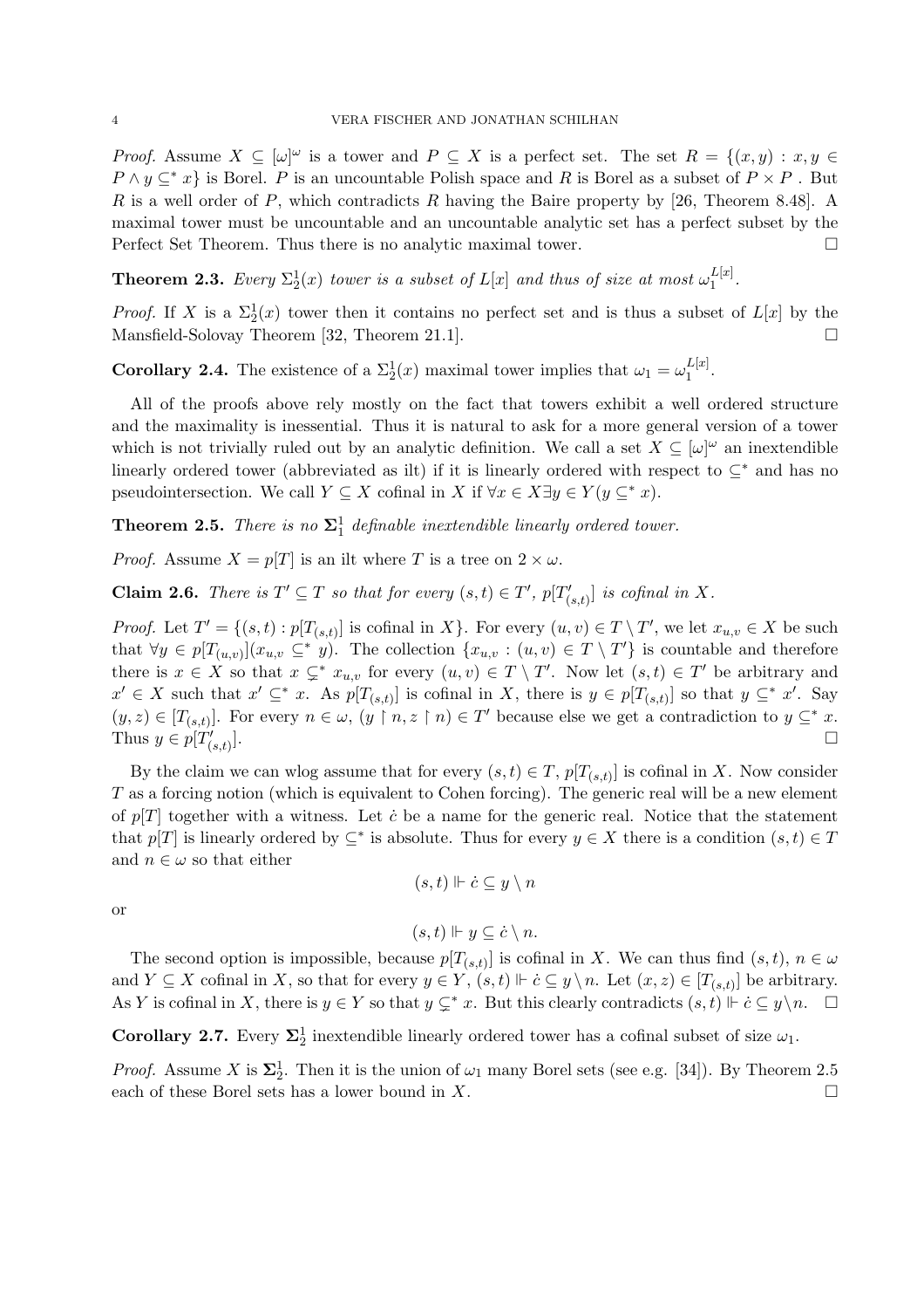*Proof.* Assume $X \subseteq [\omega]^\omega$ is a tower and $P \subseteq X$ is a perfect set. The set $R = \{(x, y) : x, y \in P \wedge y \subseteq^* x\}$ is Borel. $P$ is an uncountable Polish space and $R$ is Borel as a subset of $P \times P$ . But $R$ is a well order of $P$, which contradicts $R$ having the Baire property by [26, Theorem 8.48]. A maximal tower must be uncountable and an uncountable analytic set has a perfect subset by the Perfect Set Theorem. Thus there is no analytic maximal tower. $\square$

**Theorem 2.3.** *Every $\Sigma^1_2(x)$ tower is a subset of $L[x]$ and thus of size at most $\omega_1^{L[x]}$.*

*Proof.* If $X$ is a $\Sigma^1_2(x)$ tower then it contains no perfect set and is thus a subset of $L[x]$ by the Mansfield-Solovay Theorem [32, Theorem 21.1]. $\square$

**Corollary 2.4.** The existence of a $\Sigma^1_2(x)$ maximal tower implies that $\omega_1 = \omega_1^{L[x]}$.

All of the proofs above rely mostly on the fact that towers exhibit a well ordered structure and the maximality is inessential. Thus it is natural to ask for a more general version of a tower which is not trivially ruled out by an analytic definition. We call a set $X \subseteq [\omega]^\omega$ an inextendible linearly ordered tower (abbreviated as ilt) if it is linearly ordered with respect to $\subseteq^*$ and has no pseudointersection. We call $Y \subseteq X$ cofinal in $X$ if $\forall x \in X \exists y \in Y (y \subseteq^* x)$.

**Theorem 2.5.** *There is no $\mathbf{\Sigma}^1_1$ definable inextendible linearly ordered tower.*

*Proof.* Assume $X = p[T]$ is an ilt where $T$ is a tree on $2 \times \omega$.

**Claim 2.6.** *There is $T' \subseteq T$ so that for every $(s,t) \in T'$, $p[T'_{(s,t)}]$ is cofinal in $X$.*

*Proof.* Let $T' = \{(s,t) : p[T_{(s,t)}]$ is cofinal in $X\}$. For every $(u,v) \in T \setminus T'$, we let $x_{u,v} \in X$ be such that $\forall y \in p[T_{(u,v)}](x_{u,v} \subsetneq^* y)$. The collection $\{x_{u,v} : (u,v) \in T \setminus T'\}$ is countable and therefore there is $x \in X$ so that $x \subsetneq^* x_{u,v}$ for every $(u,v) \in T \setminus T'$. Now let $(s,t) \in T'$ be arbitrary and $x' \in X$ such that $x' \subsetneq^* x$. As $p[T_{(s,t)}]$ is cofinal in $X$, there is $y \in p[T_{(s,t)}]$ so that $y \subseteq^* x'$. Say $(y,z) \in [T_{(s,t)}]$. For every $n \in \omega$, $(y \restriction n, z \restriction n) \in T'$ because else we get a contradiction to $y \subseteq^* x$. Thus $y \in p[T'_{(s,t)}]$. $\square$

By the claim we can wlog assume that for every $(s,t) \in T$, $p[T_{(s,t)}]$ is cofinal in $X$. Now consider $T$ as a forcing notion (which is equivalent to Cohen forcing). The generic real will be a new element of $p[T]$ together with a witness. Let $\dot{c}$ be a name for the generic real. Notice that the statement that $p[T]$ is linearly ordered by $\subseteq^*$ is absolute. Thus for every $y \in X$ there is a condition $(s,t) \in T$ and $n \in \omega$ so that either

$$(s,t) \Vdash \dot{c} \subseteq y \setminus n$$

or

$$(s,t) \Vdash y \subseteq \dot{c} \setminus n.$$

The second option is impossible, because $p[T_{(s,t)}]$ is cofinal in $X$. We can thus find $(s,t)$, $n \in \omega$ and $Y \subseteq X$ cofinal in $X$, so that for every $y \in Y$, $(s,t) \Vdash \dot{c} \subseteq y \setminus n$. Let $(x,z) \in [T_{(s,t)}]$ be arbitrary. As $Y$ is cofinal in $X$, there is $y \in Y$ so that $y \subsetneq^* x$. But this clearly contradicts $(s,t) \Vdash \dot{c} \subseteq y \setminus n$. $\square$

**Corollary 2.7.** Every $\mathbf{\Sigma}^1_2$ inextendible linearly ordered tower has a cofinal subset of size $\omega_1$.

*Proof.* Assume $X$ is $\mathbf{\Sigma}^1_2$. Then it is the union of $\omega_1$ many Borel sets (see e.g. [34]). By Theorem 2.5 each of these Borel sets has a lower bound in $X$. $\square$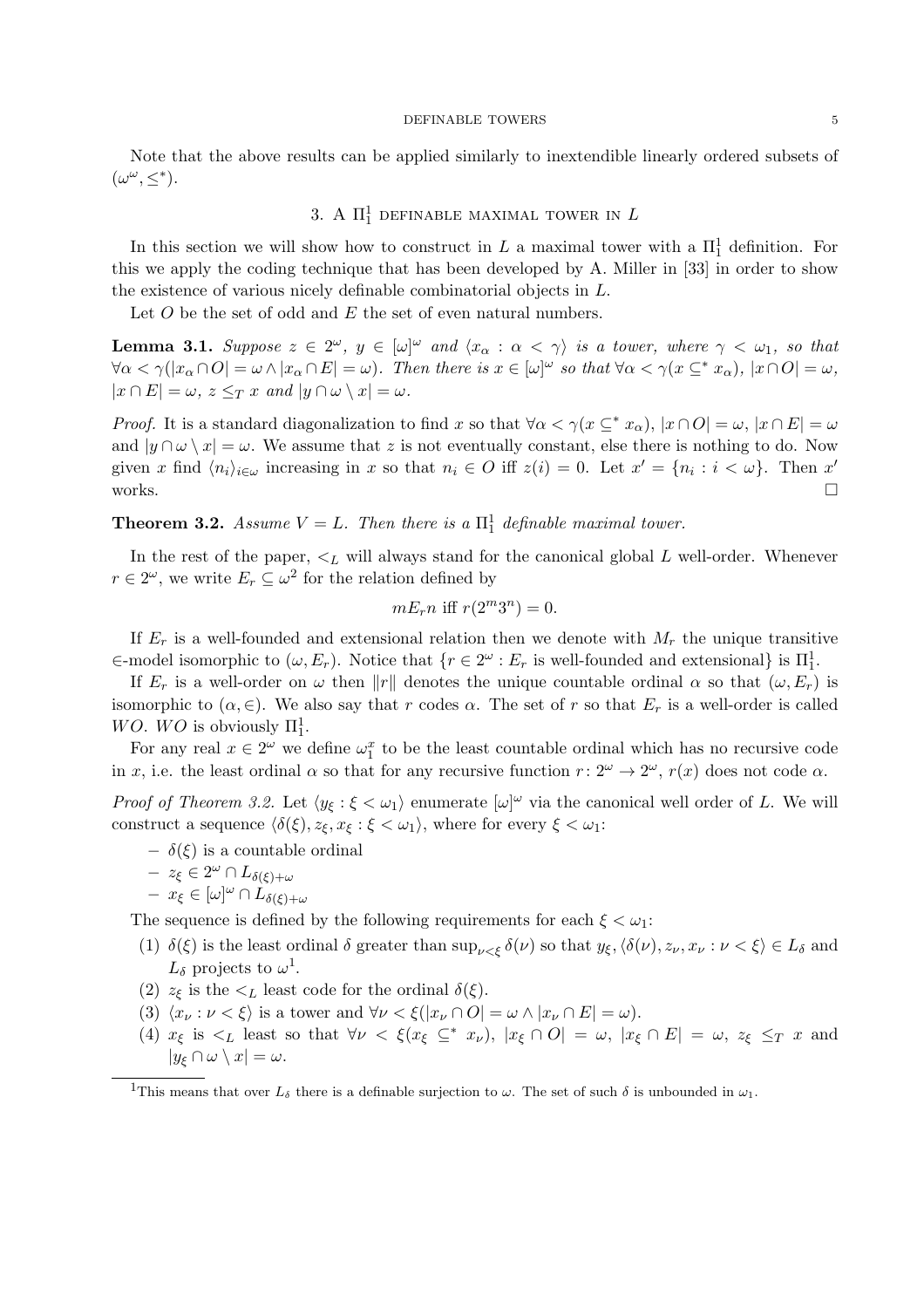Note that the above results can be applied similarly to inextendible linearly ordered subsets of $(\omega^\omega, \leq^*)$.

## 3. A $\Pi^1_1$ definable maximal tower in $L$

In this section we will show how to construct in $L$ a maximal tower with a $\Pi^1_1$ definition. For this we apply the coding technique that has been developed by A. Miller in [33] in order to show the existence of various nicely definable combinatorial objects in $L$.

Let $O$ be the set of odd and $E$ the set of even natural numbers.

**Lemma 3.1.** *Suppose $z \in 2^\omega$, $y \in [\omega]^\omega$ and $\langle x_\alpha : \alpha < \gamma \rangle$ is a tower, where $\gamma < \omega_1$, so that $\forall \alpha < \gamma(|x_\alpha \cap O| = \omega \wedge |x_\alpha \cap E| = \omega)$. Then there is $x \in [\omega]^\omega$ so that $\forall \alpha < \gamma(x \subseteq^* x_\alpha)$, $|x \cap O| = \omega$, $|x \cap E| = \omega$, $z \leq_T x$ and $|y \cap \omega \setminus x| = \omega$.*

*Proof.* It is a standard diagonalization to find $x$ so that $\forall \alpha < \gamma(x \subseteq^* x_\alpha)$, $|x \cap O| = \omega$, $|x \cap E| = \omega$ and $|y \cap \omega \setminus x| = \omega$. We assume that $z$ is not eventually constant, else there is nothing to do. Now given $x$ find $\langle n_i \rangle_{i \in \omega}$ increasing in $x$ so that $n_i \in O$ iff $z(i) = 0$. Let $x' = \{n_i : i < \omega\}$. Then $x'$ works. $\square$

**Theorem 3.2.** *Assume $V = L$. Then there is a $\Pi^1_1$ definable maximal tower.*

In the rest of the paper, $<_L$ will always stand for the canonical global $L$ well-order. Whenever $r \in 2^\omega$, we write $E_r \subseteq \omega^2$ for the relation defined by

$$m E_r n \text{ iff } r(2^m 3^n) = 0.$$

If $E_r$ is a well-founded and extensional relation then we denote with $M_r$ the unique transitive $\in$-model isomorphic to $(\omega, E_r)$. Notice that $\{r \in 2^\omega : E_r \text{ is well-founded and extensional}\}$ is $\Pi^1_1$.

If $E_r$ is a well-order on $\omega$ then $\|r\|$ denotes the unique countable ordinal $\alpha$ so that $(\omega, E_r)$ is isomorphic to $(\alpha, \in)$. We also say that $r$ codes $\alpha$. The set of $r$ so that $E_r$ is a well-order is called $WO$. $WO$ is obviously $\Pi^1_1$.

For any real $x \in 2^\omega$ we define $\omega_1^x$ to be the least countable ordinal which has no recursive code in $x$, i.e. the least ordinal $\alpha$ so that for any recursive function $r \colon 2^\omega \to 2^\omega$, $r(x)$ does not code $\alpha$.

*Proof of Theorem 3.2.* Let $\langle y_\xi : \xi < \omega_1 \rangle$ enumerate $[\omega]^\omega$ via the canonical well order of $L$. We will construct a sequence $\langle \delta(\xi), z_\xi, x_\xi : \xi < \omega_1 \rangle$, where for every $\xi < \omega_1$:

- $\delta(\xi)$ is a countable ordinal
- $z_\xi \in 2^\omega \cap L_{\delta(\xi)+\omega}$
- $x_\xi \in [\omega]^\omega \cap L_{\delta(\xi)+\omega}$

The sequence is defined by the following requirements for each $\xi < \omega_1$:

1. $\delta(\xi)$ is the least ordinal $\delta$ greater than $\sup_{\nu<\xi} \delta(\nu)$ so that $y_\xi, \langle \delta(\nu), z_\nu, x_\nu : \nu < \xi \rangle \in L_\delta$ and $L_\delta$ projects to $\omega$[1].
2. $z_\xi$ is the $<_L$ least code for the ordinal $\delta(\xi)$.
3. $\langle x_\nu : \nu < \xi \rangle$ is a tower and $\forall \nu < \xi(|x_\nu \cap O| = \omega \wedge |x_\nu \cap E| = \omega)$.
4. $x_\xi$ is $<_L$ least so that $\forall \nu < \xi(x_\xi \subseteq^* x_\nu)$, $|x_\xi \cap O| = \omega$, $|x_\xi \cap E| = \omega$, $z_\xi \leq_T x$ and $|y_\xi \cap \omega \setminus x| = \omega$.

[1] This means that over $L_\delta$ there is a definable surjection to $\omega$. The set of such $\delta$ is unbounded in $\omega_1$.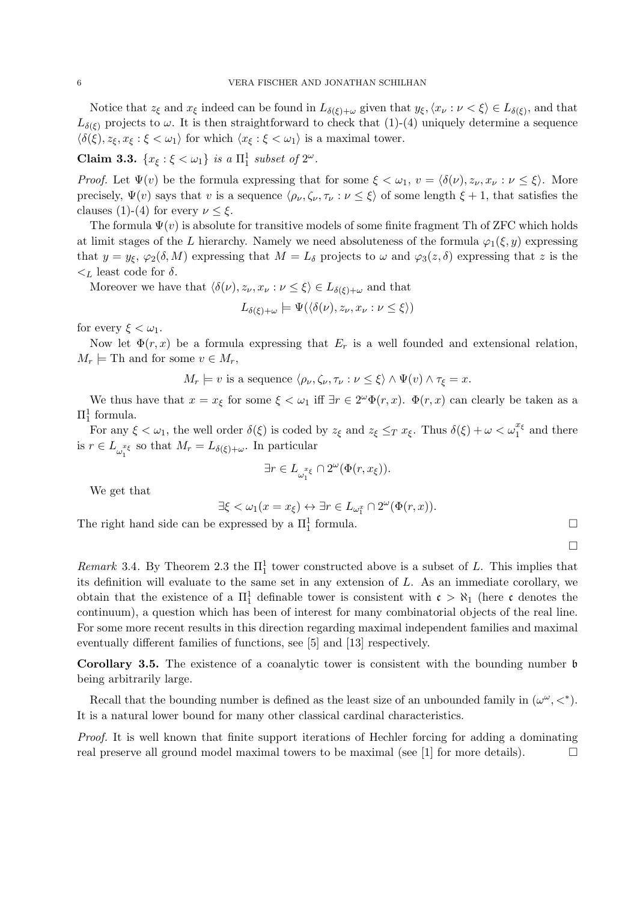Notice that $z_\xi$ and $x_\xi$ indeed can be found in $L_{\delta(\xi)+\omega}$ given that $y_\xi, \langle x_\nu : \nu < \xi\rangle \in L_{\delta(\xi)}$, and that $L_{\delta(\xi)}$ projects to $\omega$. It is then straightforward to check that (1)-(4) uniquely determine a sequence $\langle \delta(\xi), z_\xi, x_\xi : \xi < \omega_1\rangle$ for which $\langle x_\xi : \xi < \omega_1\rangle$ is a maximal tower.

**Claim 3.3.** *$\{x_\xi : \xi < \omega_1\}$ is a $\Pi^1_1$ subset of $2^\omega$.*

*Proof.* Let $\Psi(v)$ be the formula expressing that for some $\xi < \omega_1$, $v = \langle \delta(\nu), z_\nu, x_\nu : \nu \leq \xi\rangle$. More precisely, $\Psi(v)$ says that $v$ is a sequence $\langle \rho_\nu, \zeta_\nu, \tau_\nu : \nu \leq \xi\rangle$ of some length $\xi + 1$, that satisfies the clauses (1)-(4) for every $\nu \leq \xi$.

The formula $\Psi(v)$ is absolute for transitive models of some finite fragment Th of ZFC which holds at limit stages of the $L$ hierarchy. Namely we need absoluteness of the formula $\varphi_1(\xi, y)$ expressing that $y = y_\xi$, $\varphi_2(\delta, M)$ expressing that $M = L_\delta$ projects to $\omega$ and $\varphi_3(z, \delta)$ expressing that $z$ is the $<_L$ least code for $\delta$.

Moreover we have that $\langle \delta(\nu), z_\nu, x_\nu : \nu \leq \xi\rangle \in L_{\delta(\xi)+\omega}$ and that

$$L_{\delta(\xi)+\omega} \models \Psi(\langle \delta(\nu), z_\nu, x_\nu : \nu \leq \xi\rangle)$$

for every $\xi < \omega_1$.

Now let $\Phi(r, x)$ be a formula expressing that $E_r$ is a well founded and extensional relation, $M_r \models \text{Th}$ and for some $v \in M_r$,

$$M_r \models v \text{ is a sequence } \langle \rho_\nu, \zeta_\nu, \tau_\nu : \nu \leq \xi\rangle \wedge \Psi(v) \wedge \tau_\xi = x.$$

We thus have that $x = x_\xi$ for some $\xi < \omega_1$ iff $\exists r \in 2^\omega \Phi(r, x)$. $\Phi(r, x)$ can clearly be taken as a $\Pi^1_1$ formula.

For any $\xi < \omega_1$, the well order $\delta(\xi)$ is coded by $z_\xi$ and $z_\xi \leq_T x_\xi$. Thus $\delta(\xi) + \omega < \omega_1^{x_\xi}$ and there is $r \in L_{\omega_1^{x_\xi}}$ so that $M_r = L_{\delta(\xi)+\omega}$. In particular

$$\exists r \in L_{\omega_1^{x_\xi}} \cap 2^\omega(\Phi(r, x_\xi)).$$

We get that

$$\exists \xi < \omega_1(x = x_\xi) \leftrightarrow \exists r \in L_{\omega_1^x} \cap 2^\omega(\Phi(r, x)).$$

The right hand side can be expressed by a $\Pi^1_1$ formula. □

□

*Remark* 3.4. By Theorem 2.3 the $\Pi^1_1$ tower constructed above is a subset of $L$. This implies that its definition will evaluate to the same set in any extension of $L$. As an immediate corollary, we obtain that the existence of a $\Pi^1_1$ definable tower is consistent with $\mathfrak{c} > \aleph_1$ (here $\mathfrak{c}$ denotes the continuum), a question which has been of interest for many combinatorial objects of the real line. For some more recent results in this direction regarding maximal independent families and maximal eventually different families of functions, see [5] and [13] respectively.

**Corollary 3.5.** The existence of a coanalytic tower is consistent with the bounding number $\mathfrak{b}$ being arbitrarily large.

Recall that the bounding number is defined as the least size of an unbounded family in $(\omega^\omega, <^*)$. It is a natural lower bound for many other classical cardinal characteristics.

*Proof.* It is well known that finite support iterations of Hechler forcing for adding a dominating real preserve all ground model maximal towers to be maximal (see [1] for more details). □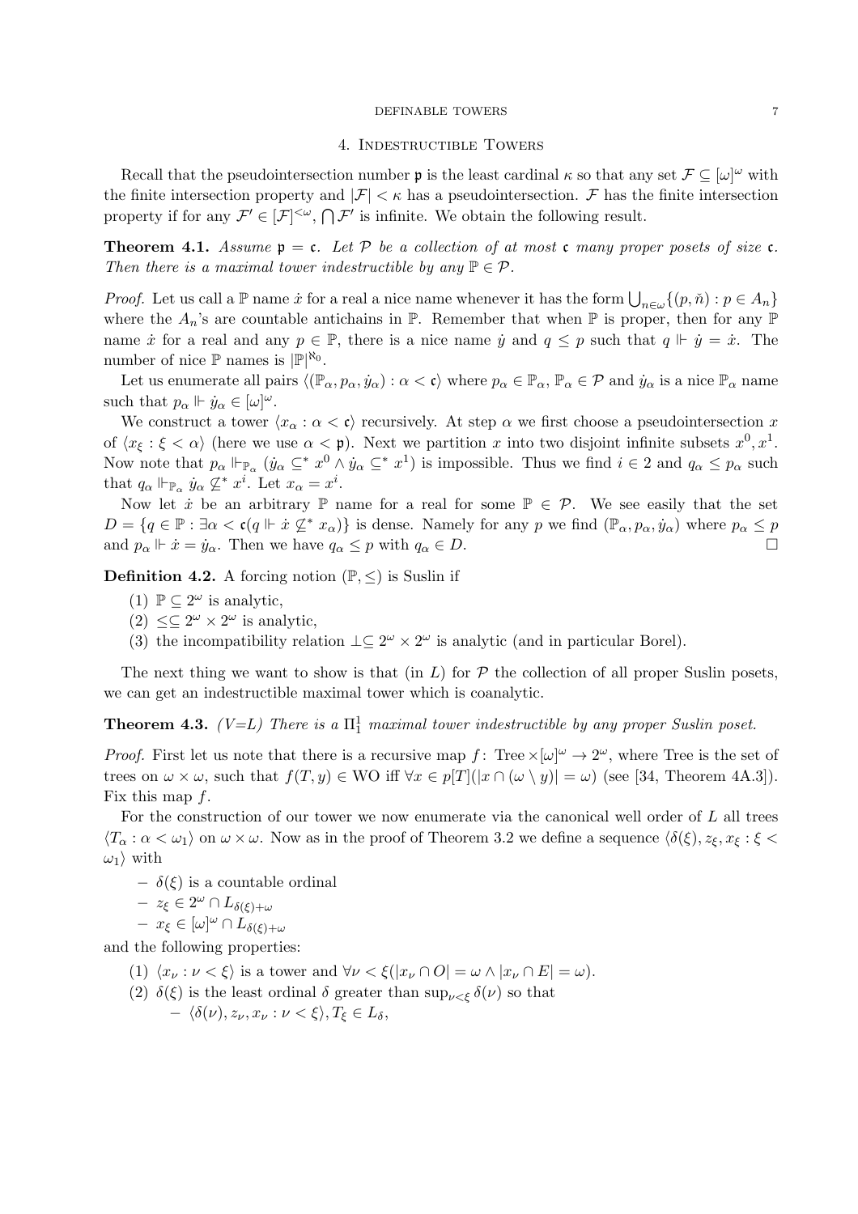## 4. Indestructible Towers

Recall that the pseudointersection number $\mathfrak{p}$ is the least cardinal $\kappa$ so that any set $\mathcal{F} \subseteq [\omega]^\omega$ with the finite intersection property and $|\mathcal{F}| < \kappa$ has a pseudointersection. $\mathcal{F}$ has the finite intersection property if for any $\mathcal{F}' \in [\mathcal{F}]^{<\omega}$, $\bigcap \mathcal{F}'$ is infinite. We obtain the following result.

**Theorem 4.1.** *Assume $\mathfrak{p} = \mathfrak{c}$. Let $\mathcal{P}$ be a collection of at most $\mathfrak{c}$ many proper posets of size $\mathfrak{c}$. Then there is a maximal tower indestructible by any $\mathbb{P} \in \mathcal{P}$.*

*Proof.* Let us call a $\mathbb{P}$ name $\dot{x}$ for a real a nice name whenever it has the form $\bigcup_{n\in\omega}\{(p, \check{n}) : p \in A_n\}$ where the $A_n$'s are countable antichains in $\mathbb{P}$. Remember that when $\mathbb{P}$ is proper, then for any $\mathbb{P}$ name $\dot{x}$ for a real and any $p \in \mathbb{P}$, there is a nice name $\dot{y}$ and $q \leq p$ such that $q \Vdash \dot{y} = \dot{x}$. The number of nice $\mathbb{P}$ names is $|\mathbb{P}|^{\aleph_0}$.

Let us enumerate all pairs $\langle(\mathbb{P}_\alpha, p_\alpha, \dot{y}_\alpha) : \alpha < \mathfrak{c}\rangle$ where $p_\alpha \in \mathbb{P}_\alpha$, $\mathbb{P}_\alpha \in \mathcal{P}$ and $\dot{y}_\alpha$ is a nice $\mathbb{P}_\alpha$ name such that $p_\alpha \Vdash \dot{y}_\alpha \in [\omega]^\omega$.

We construct a tower $\langle x_\alpha : \alpha < \mathfrak{c}\rangle$ recursively. At step $\alpha$ we first choose a pseudointersection $x$ of $\langle x_\xi : \xi < \alpha\rangle$ (here we use $\alpha < \mathfrak{p}$). Next we partition $x$ into two disjoint infinite subsets $x^0, x^1$. Now note that $p_\alpha \Vdash_{\mathbb{P}_\alpha} (\dot{y}_\alpha \subseteq^* x^0 \wedge \dot{y}_\alpha \subseteq^* x^1)$ is impossible. Thus we find $i \in 2$ and $q_\alpha \leq p_\alpha$ such that $q_\alpha \Vdash_{\mathbb{P}_\alpha} \dot{y}_\alpha \not\subseteq^* x^i$. Let $x_\alpha = x^i$.

Now let $\dot{x}$ be an arbitrary $\mathbb{P}$ name for a real for some $\mathbb{P} \in \mathcal{P}$. We see easily that the set $D = \{q \in \mathbb{P} : \exists \alpha < \mathfrak{c}(q \Vdash \dot{x} \not\subseteq^* x_\alpha)\}$ is dense. Namely for any $p$ we find $(\mathbb{P}_\alpha, p_\alpha, \dot{y}_\alpha)$ where $p_\alpha \leq p$ and $p_\alpha \Vdash \dot{x} = \dot{y}_\alpha$. Then we have $q_\alpha \leq p$ with $q_\alpha \in D$. $\square$

**Definition 4.2.** A forcing notion $(\mathbb{P}, \leq)$ is Suslin if

1. $\mathbb{P} \subseteq 2^\omega$ is analytic,
2. $\leq \subseteq 2^\omega \times 2^\omega$ is analytic,
3. the incompatibility relation $\perp \subseteq 2^\omega \times 2^\omega$ is analytic (and in particular Borel).

The next thing we want to show is that (in $L$) for $\mathcal{P}$ the collection of all proper Suslin posets, we can get an indestructible maximal tower which is coanalytic.

**Theorem 4.3.** *(V=L) There is a $\Pi^1_1$ maximal tower indestructible by any proper Suslin poset.*

*Proof.* First let us note that there is a recursive map $f\colon \text{Tree} \times [\omega]^\omega \to 2^\omega$, where Tree is the set of trees on $\omega \times \omega$, such that $f(T, y) \in \text{WO}$ iff $\forall x \in p[T](|x \cap (\omega \setminus y)| = \omega)$ (see [34, Theorem 4A.3]). Fix this map $f$.

For the construction of our tower we now enumerate via the canonical well order of $L$ all trees $\langle T_\alpha : \alpha < \omega_1\rangle$ on $\omega \times \omega$. Now as in the proof of Theorem 3.2 we define a sequence $\langle \delta(\xi), z_\xi, x_\xi : \xi < \omega_1\rangle$ with

- $\delta(\xi)$ is a countable ordinal
- $z_\xi \in 2^\omega \cap L_{\delta(\xi)+\omega}$
- $x_\xi \in [\omega]^\omega \cap L_{\delta(\xi)+\omega}$

and the following properties:

1. $\langle x_\nu : \nu < \xi\rangle$ is a tower and $\forall \nu < \xi(|x_\nu \cap O| = \omega \wedge |x_\nu \cap E| = \omega)$.
2. $\delta(\xi)$ is the least ordinal $\delta$ greater than $\sup_{\nu<\xi} \delta(\nu)$ so that
   - $\langle \delta(\nu), z_\nu, x_\nu : \nu < \xi\rangle, T_\xi \in L_\delta$,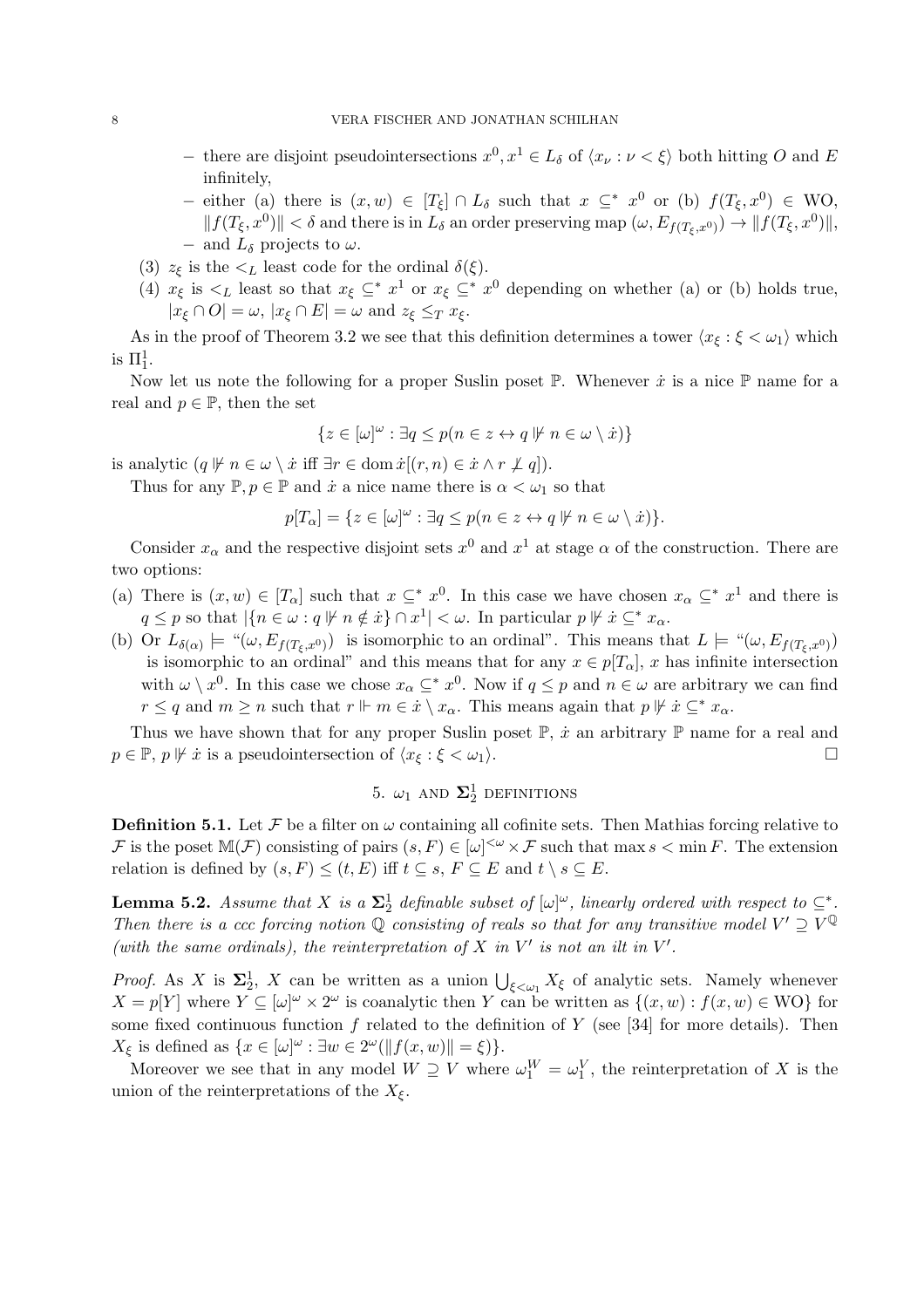- there are disjoint pseudointersections $x^0, x^1 \in L_\delta$ of $\langle x_\nu : \nu < \xi \rangle$ both hitting $O$ and $E$ infinitely,
  - either (a) there is $(x, w) \in [T_\xi] \cap L_\delta$ such that $x \subseteq^* x^0$ or (b) $f(T_\xi, x^0) \in \mathrm{WO}$, $\|f(T_\xi, x^0)\| < \delta$ and there is in $L_\delta$ an order preserving map $(\omega, E_{f(T_\xi, x^0)}) \to \|f(T_\xi, x^0)\|$,
  - and $L_\delta$ projects to $\omega$.

(3) $z_\xi$ is the $<_L$ least code for the ordinal $\delta(\xi)$.

(4) $x_\xi$ is $<_L$ least so that $x_\xi \subseteq^* x^1$ or $x_\xi \subseteq^* x^0$ depending on whether (a) or (b) holds true, $|x_\xi \cap O| = \omega$, $|x_\xi \cap E| = \omega$ and $z_\xi \leq_T x_\xi$.

As in the proof of Theorem 3.2 we see that this definition determines a tower $\langle x_\xi : \xi < \omega_1 \rangle$ which is $\Pi^1_1$.

Now let us note the following for a proper Suslin poset $\mathbb{P}$. Whenever $\dot{x}$ is a nice $\mathbb{P}$ name for a real and $p \in \mathbb{P}$, then the set

$$\{z \in [\omega]^\omega : \exists q \leq p (n \in z \leftrightarrow q \not\Vdash n \in \omega \setminus \dot{x})\}$$

is analytic ($q \not\Vdash n \in \omega \setminus \dot{x}$ iff $\exists r \in \operatorname{dom} \dot{x} [(r, n) \in \dot{x} \wedge r \not\perp q]$).

Thus for any $\mathbb{P}, p \in \mathbb{P}$ and $\dot{x}$ a nice name there is $\alpha < \omega_1$ so that

$$p[T_\alpha] = \{z \in [\omega]^\omega : \exists q \leq p (n \in z \leftrightarrow q \not\Vdash n \in \omega \setminus \dot{x})\}.$$

Consider $x_\alpha$ and the respective disjoint sets $x^0$ and $x^1$ at stage $\alpha$ of the construction. There are two options:

(a) There is $(x, w) \in [T_\alpha]$ such that $x \subseteq^* x^0$. In this case we have chosen $x_\alpha \subseteq^* x^1$ and there is $q \leq p$ so that $|\{n \in \omega : q \not\Vdash n \notin \dot{x}\} \cap x^1| < \omega$. In particular $p \not\Vdash \dot{x} \subseteq^* x_\alpha$.

(b) Or $L_{\delta(\alpha)} \models$ "$(\omega, E_{f(T_\xi, x^0)})$ is isomorphic to an ordinal". This means that $L \models$ "$(\omega, E_{f(T_\xi, x^0)})$ is isomorphic to an ordinal" and this means that for any $x \in p[T_\alpha]$, $x$ has infinite intersection with $\omega \setminus x^0$. In this case we chose $x_\alpha \subseteq^* x^0$. Now if $q \leq p$ and $n \in \omega$ are arbitrary we can find $r \leq q$ and $m \geq n$ such that $r \Vdash m \in \dot{x} \setminus x_\alpha$. This means again that $p \not\Vdash \dot{x} \subseteq^* x_\alpha$.

Thus we have shown that for any proper Suslin poset $\mathbb{P}$, $\dot{x}$ an arbitrary $\mathbb{P}$ name for a real and $p \in \mathbb{P}$, $p \not\Vdash \dot{x}$ is a pseudointersection of $\langle x_\xi : \xi < \omega_1 \rangle$. $\square$

## 5. $\omega_1$ and $\mathbf{\Sigma}^1_2$ definitions

**Definition 5.1.** Let $\mathcal{F}$ be a filter on $\omega$ containing all cofinite sets. Then Mathias forcing relative to $\mathcal{F}$ is the poset $\mathbb{M}(\mathcal{F})$ consisting of pairs $(s, F) \in [\omega]^{<\omega} \times \mathcal{F}$ such that $\max s < \min F$. The extension relation is defined by $(s, F) \leq (t, E)$ iff $t \subseteq s$, $F \subseteq E$ and $t \setminus s \subseteq E$.

**Lemma 5.2.** *Assume that $X$ is a $\mathbf{\Sigma}^1_2$ definable subset of $[\omega]^\omega$, linearly ordered with respect to $\subseteq^*$. Then there is a ccc forcing notion $\mathbb{Q}$ consisting of reals so that for any transitive model $V' \supseteq V^{\mathbb{Q}}$ (with the same ordinals), the reinterpretation of $X$ in $V'$ is not an ilt in $V'$.*

*Proof.* As $X$ is $\mathbf{\Sigma}^1_2$, $X$ can be written as a union $\bigcup_{\xi<\omega_1} X_\xi$ of analytic sets. Namely whenever $X = p[Y]$ where $Y \subseteq [\omega]^\omega \times 2^\omega$ is coanalytic then $Y$ can be written as $\{(x, w) : f(x, w) \in \mathrm{WO}\}$ for some fixed continuous function $f$ related to the definition of $Y$ (see [34] for more details). Then $X_\xi$ is defined as $\{x \in [\omega]^\omega : \exists w \in 2^\omega (\|f(x, w)\| = \xi)\}$.

Moreover we see that in any model $W \supseteq V$ where $\omega_1^W = \omega_1^V$, the reinterpretation of $X$ is the union of the reinterpretations of the $X_\xi$.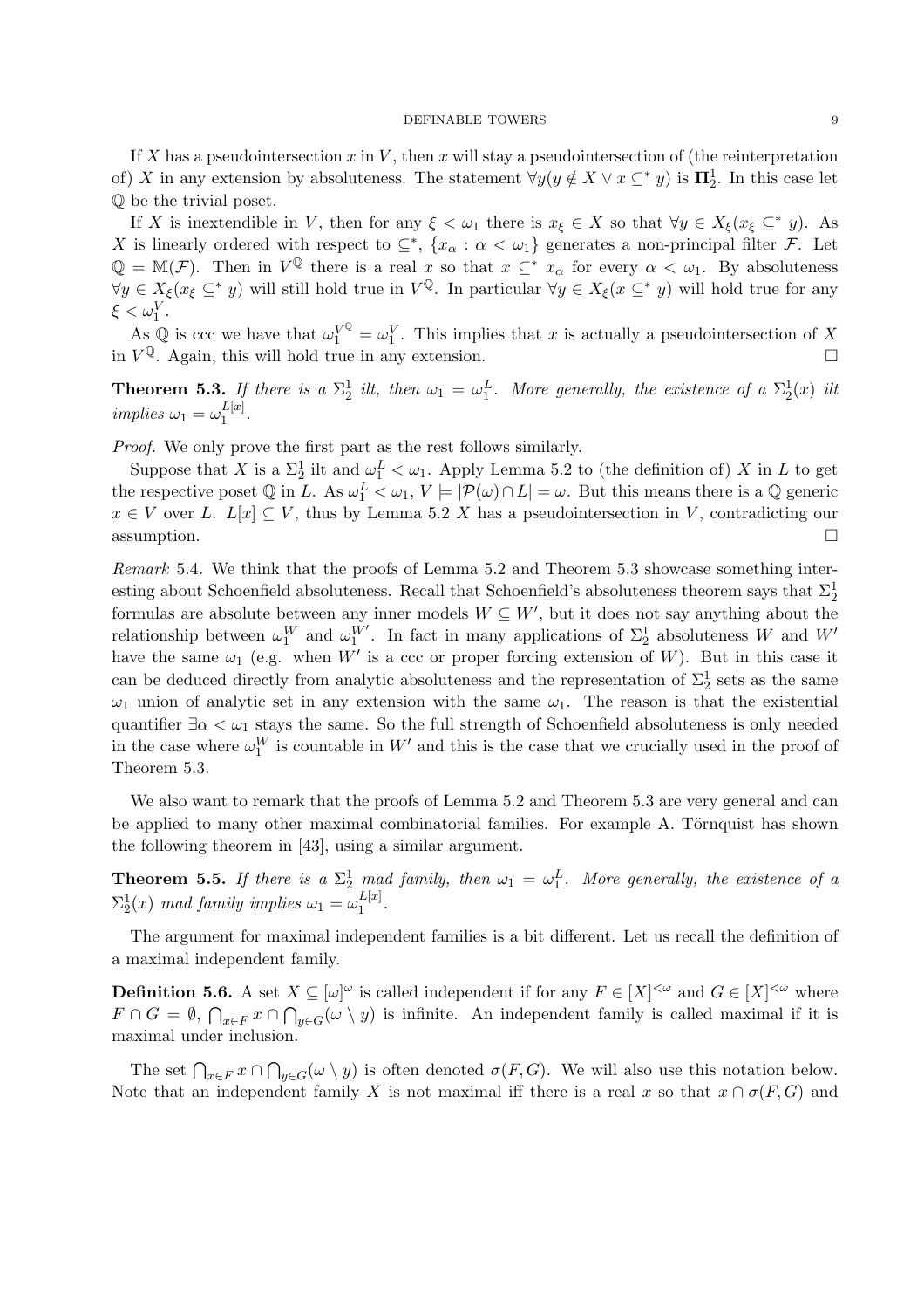If $X$ has a pseudointersection $x$ in $V$, then $x$ will stay a pseudointersection of (the reinterpretation of) $X$ in any extension by absoluteness. The statement $\forall y(y \notin X \vee x \subseteq^* y)$ is $\mathbf{\Pi}^1_2$. In this case let $\mathbb{Q}$ be the trivial poset.

If $X$ is inextendible in $V$, then for any $\xi < \omega_1$ there is $x_\xi \in X$ so that $\forall y \in X_\xi(x_\xi \subseteq^* y)$. As $X$ is linearly ordered with respect to $\subseteq^*$, $\{x_\alpha : \alpha < \omega_1\}$ generates a non-principal filter $\mathcal{F}$. Let $\mathbb{Q} = \mathbb{M}(\mathcal{F})$. Then in $V^{\mathbb{Q}}$ there is a real $x$ so that $x \subseteq^* x_\alpha$ for every $\alpha < \omega_1$. By absoluteness $\forall y \in X_\xi(x_\xi \subseteq^* y)$ will still hold true in $V^{\mathbb{Q}}$. In particular $\forall y \in X_\xi(x \subseteq^* y)$ will hold true for any $\xi < \omega_1^V$.

As $\mathbb{Q}$ is ccc we have that $\omega_1^{V^{\mathbb{Q}}} = \omega_1^V$. This implies that $x$ is actually a pseudointersection of $X$ in $V^{\mathbb{Q}}$. Again, this will hold true in any extension. $\square$

**Theorem 5.3.** *If there is a $\Sigma^1_2$ ilt, then $\omega_1 = \omega_1^L$. More generally, the existence of a $\Sigma^1_2(x)$ ilt implies $\omega_1 = \omega_1^{L[x]}$.*

*Proof.* We only prove the first part as the rest follows similarly.

Suppose that $X$ is a $\Sigma^1_2$ ilt and $\omega_1^L < \omega_1$. Apply Lemma 5.2 to (the definition of) $X$ in $L$ to get the respective poset $\mathbb{Q}$ in $L$. As $\omega_1^L < \omega_1$, $V \models |\mathcal{P}(\omega) \cap L| = \omega$. But this means there is a $\mathbb{Q}$ generic $x \in V$ over $L$. $L[x] \subseteq V$, thus by Lemma 5.2 $X$ has a pseudointersection in $V$, contradicting our assumption. $\square$

*Remark* 5.4. We think that the proofs of Lemma 5.2 and Theorem 5.3 showcase something interesting about Schoenfield absoluteness. Recall that Schoenfield's absoluteness theorem says that $\Sigma^1_2$ formulas are absolute between any inner models $W \subseteq W'$, but it does not say anything about the relationship between $\omega_1^W$ and $\omega_1^{W'}$. In fact in many applications of $\Sigma^1_2$ absoluteness $W$ and $W'$ have the same $\omega_1$ (e.g. when $W'$ is a ccc or proper forcing extension of $W$). But in this case it can be deduced directly from analytic absoluteness and the representation of $\Sigma^1_2$ sets as the same $\omega_1$ union of analytic set in any extension with the same $\omega_1$. The reason is that the existential quantifier $\exists \alpha < \omega_1$ stays the same. So the full strength of Schoenfield absoluteness is only needed in the case where $\omega_1^W$ is countable in $W'$ and this is the case that we crucially used in the proof of Theorem 5.3.

We also want to remark that the proofs of Lemma 5.2 and Theorem 5.3 are very general and can be applied to many other maximal combinatorial families. For example A. Törnquist has shown the following theorem in [43], using a similar argument.

**Theorem 5.5.** *If there is a $\Sigma^1_2$ mad family, then $\omega_1 = \omega_1^L$. More generally, the existence of a $\Sigma^1_2(x)$ mad family implies $\omega_1 = \omega_1^{L[x]}$.*

The argument for maximal independent families is a bit different. Let us recall the definition of a maximal independent family.

**Definition 5.6.** A set $X \subseteq [\omega]^\omega$ is called independent if for any $F \in [X]^{<\omega}$ and $G \in [X]^{<\omega}$ where $F \cap G = \emptyset$, $\bigcap_{x \in F} x \cap \bigcap_{y \in G}(\omega \setminus y)$ is infinite. An independent family is called maximal if it is maximal under inclusion.

The set $\bigcap_{x \in F} x \cap \bigcap_{y \in G}(\omega \setminus y)$ is often denoted $\sigma(F, G)$. We will also use this notation below. Note that an independent family $X$ is not maximal iff there is a real $x$ so that $x \cap \sigma(F, G)$ and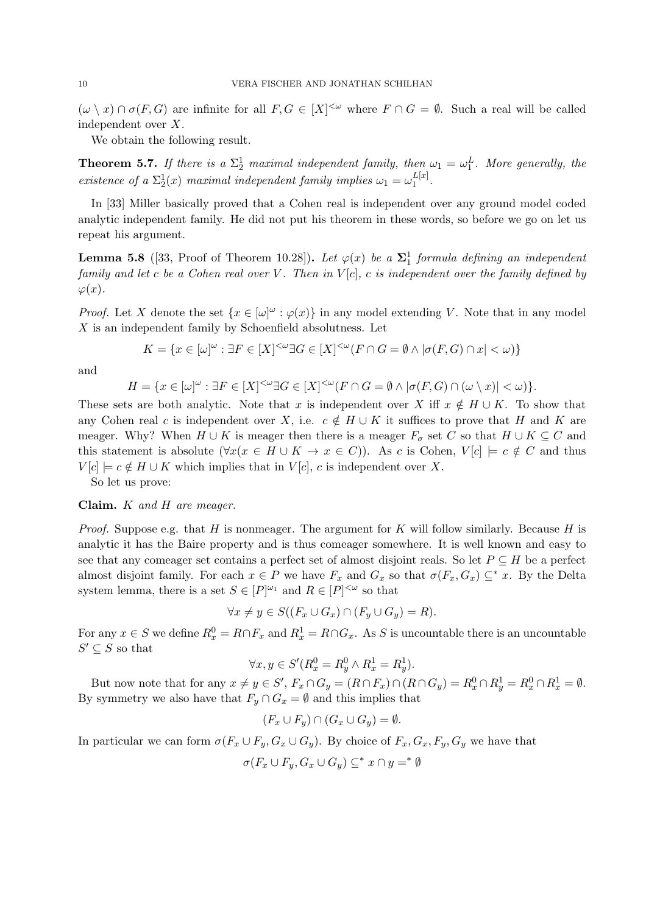$(\omega \setminus x) \cap \sigma(F, G)$ are infinite for all $F, G \in [X]^{<\omega}$ where $F \cap G = \emptyset$. Such a real will be called independent over $X$.

We obtain the following result.

**Theorem 5.7.** *If there is a $\Sigma^1_2$ maximal independent family, then $\omega_1 = \omega_1^L$. More generally, the existence of a $\Sigma^1_2(x)$ maximal independent family implies $\omega_1 = \omega_1^{L[x]}$.*

In [33] Miller basically proved that a Cohen real is independent over any ground model coded analytic independent family. He did not put his theorem in these words, so before we go on let us repeat his argument.

**Lemma 5.8** ([33, Proof of Theorem 10.28])**.** *Let $\varphi(x)$ be a $\mathbf{\Sigma}^1_1$ formula defining an independent family and let $c$ be a Cohen real over $V$. Then in $V[c]$, $c$ is independent over the family defined by $\varphi(x)$.*

*Proof.* Let $X$ denote the set $\{x \in [\omega]^\omega : \varphi(x)\}$ in any model extending $V$. Note that in any model $X$ is an independent family by Schoenfield absolutness. Let

$$K = \{x \in [\omega]^\omega : \exists F \in [X]^{<\omega} \exists G \in [X]^{<\omega} (F \cap G = \emptyset \wedge |\sigma(F, G) \cap x| < \omega)\}$$

and

$$H = \{x \in [\omega]^\omega : \exists F \in [X]^{<\omega} \exists G \in [X]^{<\omega} (F \cap G = \emptyset \wedge |\sigma(F, G) \cap (\omega \setminus x)| < \omega)\}.$$

These sets are both analytic. Note that $x$ is independent over $X$ iff $x \notin H \cup K$. To show that any Cohen real $c$ is independent over $X$, i.e. $c \notin H \cup K$ it suffices to prove that $H$ and $K$ are meager. Why? When $H \cup K$ is meager then there is a meager $F_\sigma$ set $C$ so that $H \cup K \subseteq C$ and this statement is absolute ($\forall x(x \in H \cup K \to x \in C)$). As $c$ is Cohen, $V[c] \models c \notin C$ and thus $V[c] \models c \notin H \cup K$ which implies that in $V[c]$, $c$ is independent over $X$.

So let us prove:

**Claim.** *$K$ and $H$ are meager.*

*Proof.* Suppose e.g. that $H$ is nonmeager. The argument for $K$ will follow similarly. Because $H$ is analytic it has the Baire property and is thus comeager somewhere. It is well known and easy to see that any comeager set contains a perfect set of almost disjoint reals. So let $P \subseteq H$ be a perfect almost disjoint family. For each $x \in P$ we have $F_x$ and $G_x$ so that $\sigma(F_x, G_x) \subseteq^* x$. By the Delta system lemma, there is a set $S \in [P]^{\omega_1}$ and $R \in [P]^{<\omega}$ so that

$$\forall x \neq y \in S((F_x \cup G_x) \cap (F_y \cup G_y) = R).$$

For any $x \in S$ we define $R^0_x = R \cap F_x$ and $R^1_x = R \cap G_x$. As $S$ is uncountable there is an uncountable $S' \subseteq S$ so that

$$\forall x, y \in S'(R^0_x = R^0_y \wedge R^1_x = R^1_y).$$

But now note that for any $x \neq y \in S'$, $F_x \cap G_y = (R \cap F_x) \cap (R \cap G_y) = R^0_x \cap R^1_y = R^0_x \cap R^1_x = \emptyset$. By symmetry we also have that $F_y \cap G_x = \emptyset$ and this implies that

$$(F_x \cup F_y) \cap (G_x \cup G_y) = \emptyset.$$

In particular we can form $\sigma(F_x \cup F_y, G_x \cup G_y)$. By choice of $F_x, G_x, F_y, G_y$ we have that

$$\sigma(F_x \cup F_y, G_x \cup G_y) \subseteq^* x \cap y =^* \emptyset$$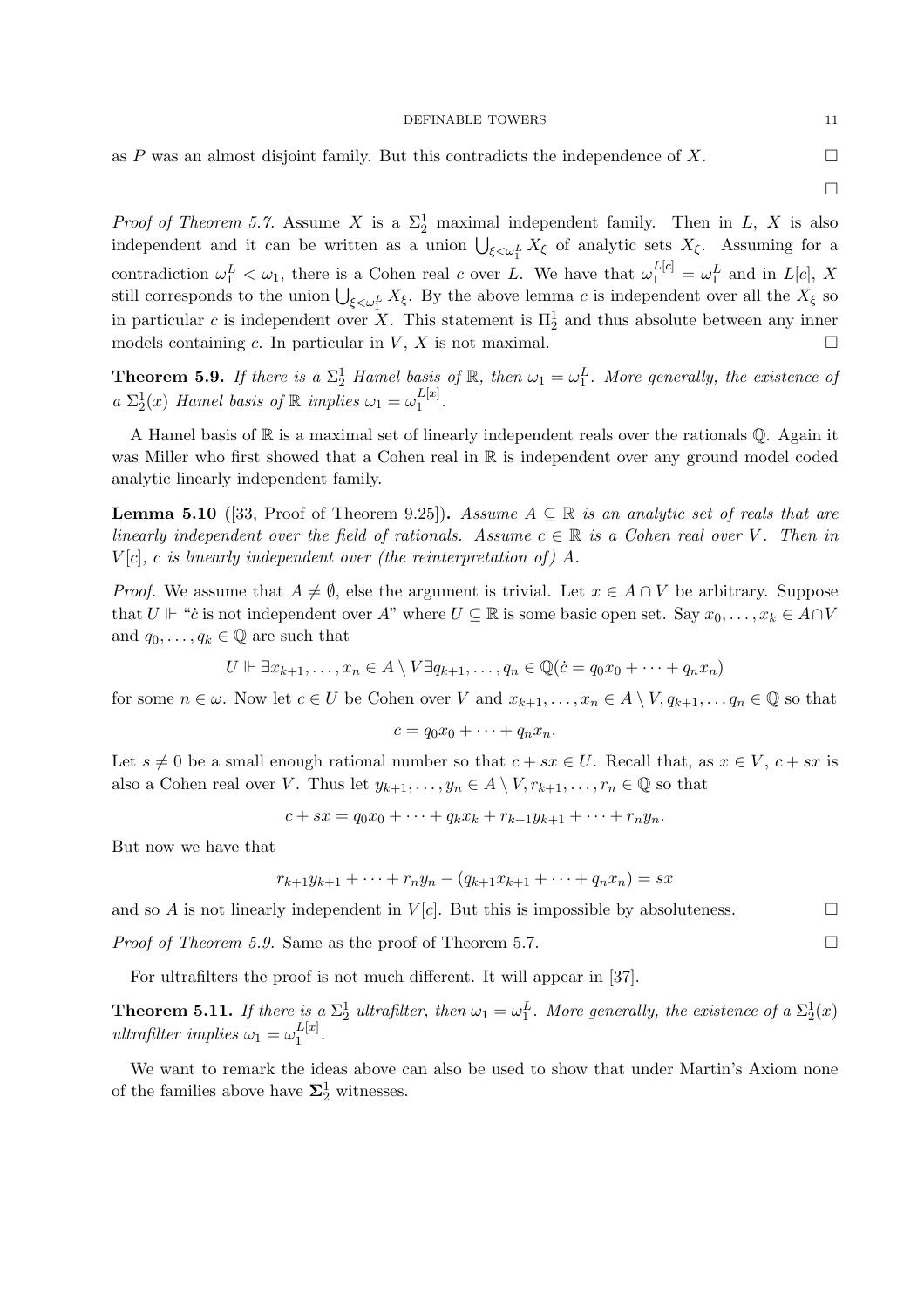as $P$ was an almost disjoint family. But this contradicts the independence of $X$. $\square$

$\square$

*Proof of Theorem 5.7.* Assume $X$ is a $\Sigma^1_2$ maximal independent family. Then in $L$, $X$ is also independent and it can be written as a union $\bigcup_{\xi<\omega_1^L} X_\xi$ of analytic sets $X_\xi$. Assuming for a contradiction $\omega_1^L < \omega_1$, there is a Cohen real $c$ over $L$. We have that $\omega_1^{L[c]} = \omega_1^L$ and in $L[c]$, $X$ still corresponds to the union $\bigcup_{\xi<\omega_1^L} X_\xi$. By the above lemma $c$ is independent over all the $X_\xi$ so in particular $c$ is independent over $X$. This statement is $\Pi^1_2$ and thus absolute between any inner models containing $c$. In particular in $V$, $X$ is not maximal. $\square$

**Theorem 5.9.** *If there is a $\Sigma^1_2$ Hamel basis of $\mathbb{R}$, then $\omega_1 = \omega_1^L$. More generally, the existence of a $\Sigma^1_2(x)$ Hamel basis of $\mathbb{R}$ implies $\omega_1 = \omega_1^{L[x]}$.*

A Hamel basis of $\mathbb{R}$ is a maximal set of linearly independent reals over the rationals $\mathbb{Q}$. Again it was Miller who first showed that a Cohen real in $\mathbb{R}$ is independent over any ground model coded analytic linearly independent family.

**Lemma 5.10** ([33, Proof of Theorem 9.25])**.** *Assume $A \subseteq \mathbb{R}$ is an analytic set of reals that are linearly independent over the field of rationals. Assume $c \in \mathbb{R}$ is a Cohen real over $V$. Then in $V[c]$, $c$ is linearly independent over (the reinterpretation of) $A$.*

*Proof.* We assume that $A \neq \emptyset$, else the argument is trivial. Let $x \in A \cap V$ be arbitrary. Suppose that $U \Vdash$ "$\dot{c}$ is not independent over $A$" where $U \subseteq \mathbb{R}$ is some basic open set. Say $x_0, \ldots, x_k \in A \cap V$ and $q_0, \ldots, q_k \in \mathbb{Q}$ are such that

$$U \Vdash \exists x_{k+1}, \ldots, x_n \in A \setminus V \exists q_{k+1}, \ldots, q_n \in \mathbb{Q}(\dot{c} = q_0 x_0 + \cdots + q_n x_n)$$

for some $n \in \omega$. Now let $c \in U$ be Cohen over $V$ and $x_{k+1}, \ldots, x_n \in A \setminus V, q_{k+1}, \ldots q_n \in \mathbb{Q}$ so that

$$c = q_0 x_0 + \cdots + q_n x_n.$$

Let $s \neq 0$ be a small enough rational number so that $c + sx \in U$. Recall that, as $x \in V$, $c + sx$ is also a Cohen real over $V$. Thus let $y_{k+1}, \ldots, y_n \in A \setminus V, r_{k+1}, \ldots, r_n \in \mathbb{Q}$ so that

$$c + sx = q_0 x_0 + \cdots + q_k x_k + r_{k+1} y_{k+1} + \cdots + r_n y_n.$$

But now we have that

$$r_{k+1} y_{k+1} + \cdots + r_n y_n - (q_{k+1} x_{k+1} + \cdots + q_n x_n) = sx$$

and so $A$ is not linearly independent in $V[c]$. But this is impossible by absoluteness. $\square$

*Proof of Theorem 5.9.* Same as the proof of Theorem 5.7. $\square$

For ultrafilters the proof is not much different. It will appear in [37].

**Theorem 5.11.** *If there is a $\Sigma^1_2$ ultrafilter, then $\omega_1 = \omega_1^L$. More generally, the existence of a $\Sigma^1_2(x)$ ultrafilter implies $\omega_1 = \omega_1^{L[x]}$.*

We want to remark the ideas above can also be used to show that under Martin's Axiom none of the families above have $\mathbf{\Sigma}^1_2$ witnesses.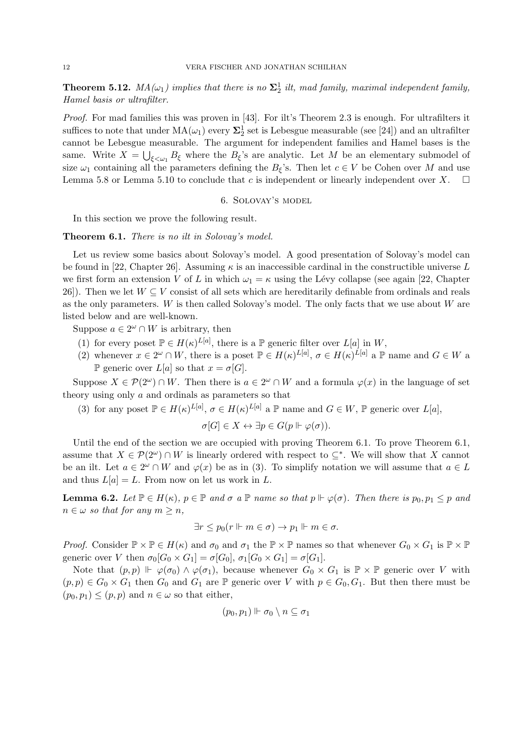**Theorem 5.12.** *MA($\omega_1$) implies that there is no $\mathbf{\Sigma}^1_2$ ilt, mad family, maximal independent family, Hamel basis or ultrafilter.*

*Proof.* For mad families this was proven in [43]. For ilt's Theorem 2.3 is enough. For ultrafilters it suffices to note that under MA($\omega_1$) every $\mathbf{\Sigma}^1_2$ set is Lebesgue measurable (see [24]) and an ultrafilter cannot be Lebesgue measurable. The argument for independent families and Hamel bases is the same. Write $X = \bigcup_{\xi<\omega_1} B_\xi$ where the $B_\xi$'s are analytic. Let $M$ be an elementary submodel of size $\omega_1$ containing all the parameters defining the $B_\xi$'s. Then let $c \in V$ be Cohen over $M$ and use Lemma 5.8 or Lemma 5.10 to conclude that $c$ is independent or linearly independent over $X$. $\square$

## 6. Solovay's model

In this section we prove the following result.

**Theorem 6.1.** *There is no ilt in Solovay's model.*

Let us review some basics about Solovay's model. A good presentation of Solovay's model can be found in [22, Chapter 26]. Assuming $\kappa$ is an inaccessible cardinal in the constructible universe $L$ we first form an extension $V$ of $L$ in which $\omega_1 = \kappa$ using the Lévy collapse (see again [22, Chapter 26]). Then we let $W \subseteq V$ consist of all sets which are hereditarily definable from ordinals and reals as the only parameters. $W$ is then called Solovay's model. The only facts that we use about $W$ are listed below and are well-known.

Suppose $a \in 2^\omega \cap W$ is arbitrary, then

(1) for every poset $\mathbb{P} \in H(\kappa)^{L[a]}$, there is a $\mathbb{P}$ generic filter over $L[a]$ in $W$,
(2) whenever $x \in 2^\omega \cap W$, there is a poset $\mathbb{P} \in H(\kappa)^{L[a]}$, $\sigma \in H(\kappa)^{L[a]}$ a $\mathbb{P}$ name and $G \in W$ a $\mathbb{P}$ generic over $L[a]$ so that $x = \sigma[G]$.

Suppose $X \in \mathcal{P}(2^\omega) \cap W$. Then there is $a \in 2^\omega \cap W$ and a formula $\varphi(x)$ in the language of set theory using only $a$ and ordinals as parameters so that

(3) for any poset $\mathbb{P} \in H(\kappa)^{L[a]}$, $\sigma \in H(\kappa)^{L[a]}$ a $\mathbb{P}$ name and $G \in W$, $\mathbb{P}$ generic over $L[a]$,
$$\sigma[G] \in X \leftrightarrow \exists p \in G(p \Vdash \varphi(\sigma)).$$

Until the end of the section we are occupied with proving Theorem 6.1. To prove Theorem 6.1, assume that $X \in \mathcal{P}(2^\omega) \cap W$ is linearly ordered with respect to $\subseteq^*$. We will show that $X$ cannot be an ilt. Let $a \in 2^\omega \cap W$ and $\varphi(x)$ be as in (3). To simplify notation we will assume that $a \in L$ and thus $L[a] = L$. From now on let us work in $L$.

**Lemma 6.2.** *Let $\mathbb{P} \in H(\kappa)$, $p \in \mathbb{P}$ and $\sigma$ a $\mathbb{P}$ name so that $p \Vdash \varphi(\sigma)$. Then there is $p_0, p_1 \leq p$ and $n \in \omega$ so that for any $m \geq n$,*
$$\exists r \leq p_0 (r \Vdash m \in \sigma) \rightarrow p_1 \Vdash m \in \sigma.$$

*Proof.* Consider $\mathbb{P} \times \mathbb{P} \in H(\kappa)$ and $\sigma_0$ and $\sigma_1$ the $\mathbb{P} \times \mathbb{P}$ names so that whenever $G_0 \times G_1$ is $\mathbb{P} \times \mathbb{P}$ generic over $V$ then $\sigma_0[G_0 \times G_1] = \sigma[G_0]$, $\sigma_1[G_0 \times G_1] = \sigma[G_1]$.

Note that $(p, p) \Vdash \varphi(\sigma_0) \wedge \varphi(\sigma_1)$, because whenever $G_0 \times G_1$ is $\mathbb{P} \times \mathbb{P}$ generic over $V$ with $(p, p) \in G_0 \times G_1$ then $G_0$ and $G_1$ are $\mathbb{P}$ generic over $V$ with $p \in G_0, G_1$. But then there must be $(p_0, p_1) \leq (p, p)$ and $n \in \omega$ so that either,
$$(p_0, p_1) \Vdash \sigma_0 \setminus n \subseteq \sigma_1$$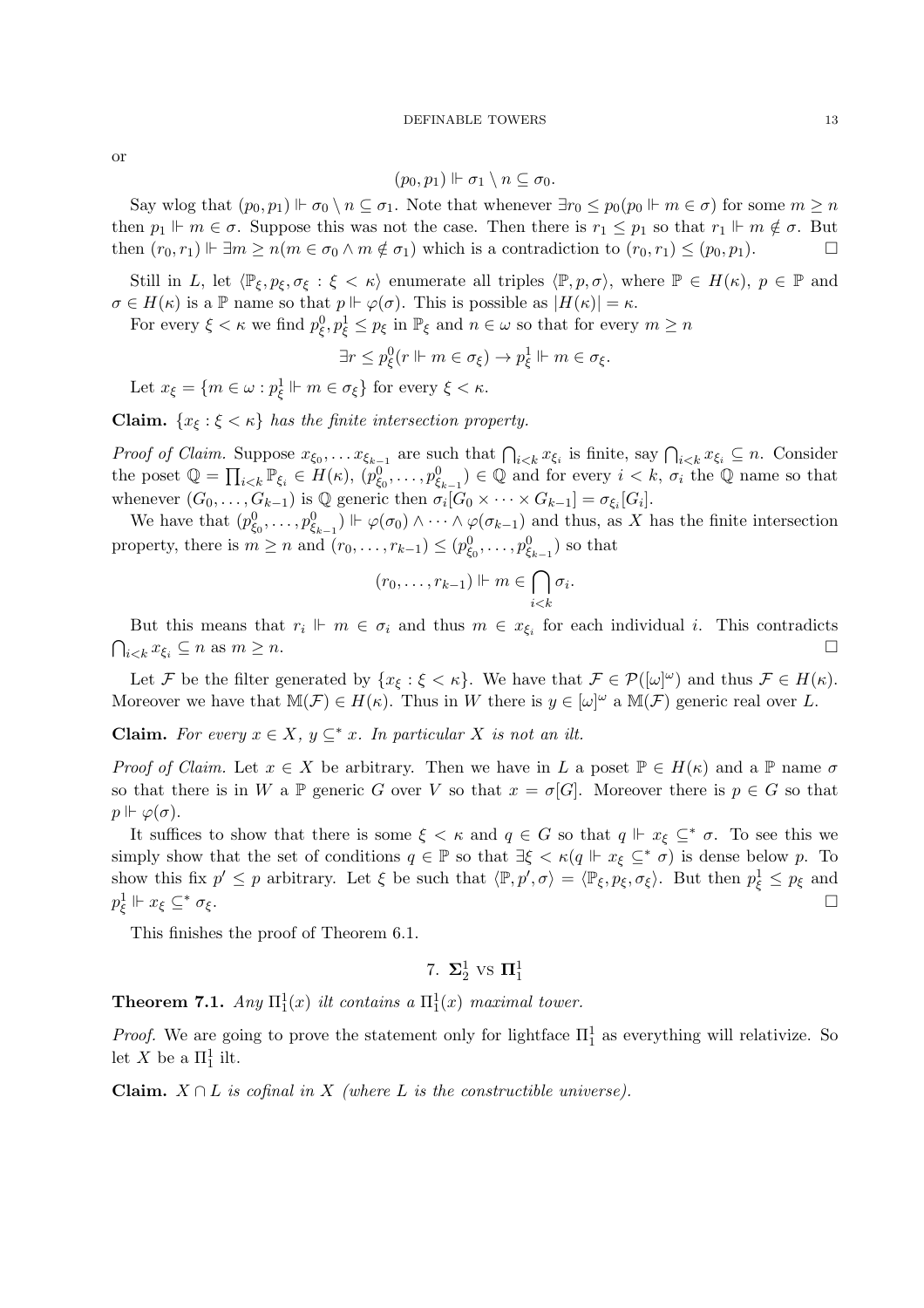or

$$(p_0, p_1) \Vdash \sigma_1 \setminus n \subseteq \sigma_0.$$

Say wlog that $(p_0, p_1) \Vdash \sigma_0 \setminus n \subseteq \sigma_1$. Note that whenever $\exists r_0 \leq p_0(p_0 \Vdash m \in \sigma)$ for some $m \geq n$ then $p_1 \Vdash m \in \sigma$. Suppose this was not the case. Then there is $r_1 \leq p_1$ so that $r_1 \Vdash m \notin \sigma$. But then $(r_0, r_1) \Vdash \exists m \geq n(m \in \sigma_0 \wedge m \notin \sigma_1)$ which is a contradiction to $(r_0, r_1) \leq (p_0, p_1)$. □

Still in $L$, let $\langle \mathbb{P}_\xi, p_\xi, \sigma_\xi : \xi < \kappa \rangle$ enumerate all triples $\langle \mathbb{P}, p, \sigma \rangle$, where $\mathbb{P} \in H(\kappa)$, $p \in \mathbb{P}$ and $\sigma \in H(\kappa)$ is a $\mathbb{P}$ name so that $p \Vdash \varphi(\sigma)$. This is possible as $|H(\kappa)| = \kappa$.

For every $\xi < \kappa$ we find $p^0_\xi, p^1_\xi \leq p_\xi$ in $\mathbb{P}_\xi$ and $n \in \omega$ so that for every $m \geq n$

$$\exists r \leq p^0_\xi (r \Vdash m \in \sigma_\xi) \to p^1_\xi \Vdash m \in \sigma_\xi.$$

Let $x_\xi = \{m \in \omega : p^1_\xi \Vdash m \in \sigma_\xi\}$ for every $\xi < \kappa$.

**Claim.** *$\{x_\xi : \xi < \kappa\}$ has the finite intersection property.*

*Proof of Claim.* Suppose $x_{\xi_0}, \dots x_{\xi_{k-1}}$ are such that $\bigcap_{i<k} x_{\xi_i}$ is finite, say $\bigcap_{i<k} x_{\xi_i} \subseteq n$. Consider the poset $\mathbb{Q} = \prod_{i<k} \mathbb{P}_{\xi_i} \in H(\kappa)$, $(p^0_{\xi_0}, \dots, p^0_{\xi_{k-1}}) \in \mathbb{Q}$ and for every $i < k$, $\sigma_i$ the $\mathbb{Q}$ name so that whenever $(G_0, \dots, G_{k-1})$ is $\mathbb{Q}$ generic then $\sigma_i[G_0 \times \dots \times G_{k-1}] = \sigma_{\xi_i}[G_i]$.

We have that $(p^0_{\xi_0}, \dots, p^0_{\xi_{k-1}}) \Vdash \varphi(\sigma_0) \wedge \dots \wedge \varphi(\sigma_{k-1})$ and thus, as $X$ has the finite intersection property, there is $m \geq n$ and $(r_0, \dots, r_{k-1}) \leq (p^0_{\xi_0}, \dots, p^0_{\xi_{k-1}})$ so that

$$(r_0, \dots, r_{k-1}) \Vdash m \in \bigcap_{i<k} \sigma_i.$$

But this means that $r_i \Vdash m \in \sigma_i$ and thus $m \in x_{\xi_i}$ for each individual $i$. This contradicts $\bigcap_{i<k} x_{\xi_i} \subseteq n$ as $m \geq n$. □

Let $\mathcal{F}$ be the filter generated by $\{x_\xi : \xi < \kappa\}$. We have that $\mathcal{F} \in \mathcal{P}([\omega]^\omega)$ and thus $\mathcal{F} \in H(\kappa)$. Moreover we have that $\mathbb{M}(\mathcal{F}) \in H(\kappa)$. Thus in $W$ there is $y \in [\omega]^\omega$ a $\mathbb{M}(\mathcal{F})$ generic real over $L$.

**Claim.** *For every $x \in X$, $y \subseteq^* x$. In particular $X$ is not an ilt.*

*Proof of Claim.* Let $x \in X$ be arbitrary. Then we have in $L$ a poset $\mathbb{P} \in H(\kappa)$ and a $\mathbb{P}$ name $\sigma$ so that there is in $W$ a $\mathbb{P}$ generic $G$ over $V$ so that $x = \sigma[G]$. Moreover there is $p \in G$ so that $p \Vdash \varphi(\sigma)$.

It suffices to show that there is some $\xi < \kappa$ and $q \in G$ so that $q \Vdash x_\xi \subseteq^* \sigma$. To see this we simply show that the set of conditions $q \in \mathbb{P}$ so that $\exists \xi < \kappa(q \Vdash x_\xi \subseteq^* \sigma)$ is dense below $p$. To show this fix $p' \leq p$ arbitrary. Let $\xi$ be such that $\langle \mathbb{P}, p', \sigma \rangle = \langle \mathbb{P}_\xi, p_\xi, \sigma_\xi \rangle$. But then $p^1_\xi \leq p_\xi$ and $p^1_\xi \Vdash x_\xi \subseteq^* \sigma_\xi$. □

This finishes the proof of Theorem 6.1.

## 7. $\mathbf{\Sigma}^1_2$ vs $\mathbf{\Pi}^1_1$

**Theorem 7.1.** *Any $\Pi^1_1(x)$ ilt contains a $\Pi^1_1(x)$ maximal tower.*

*Proof.* We are going to prove the statement only for lightface $\Pi^1_1$ as everything will relativize. So let $X$ be a $\Pi^1_1$ ilt.

**Claim.** *$X \cap L$ is cofinal in $X$ (where $L$ is the constructible universe).*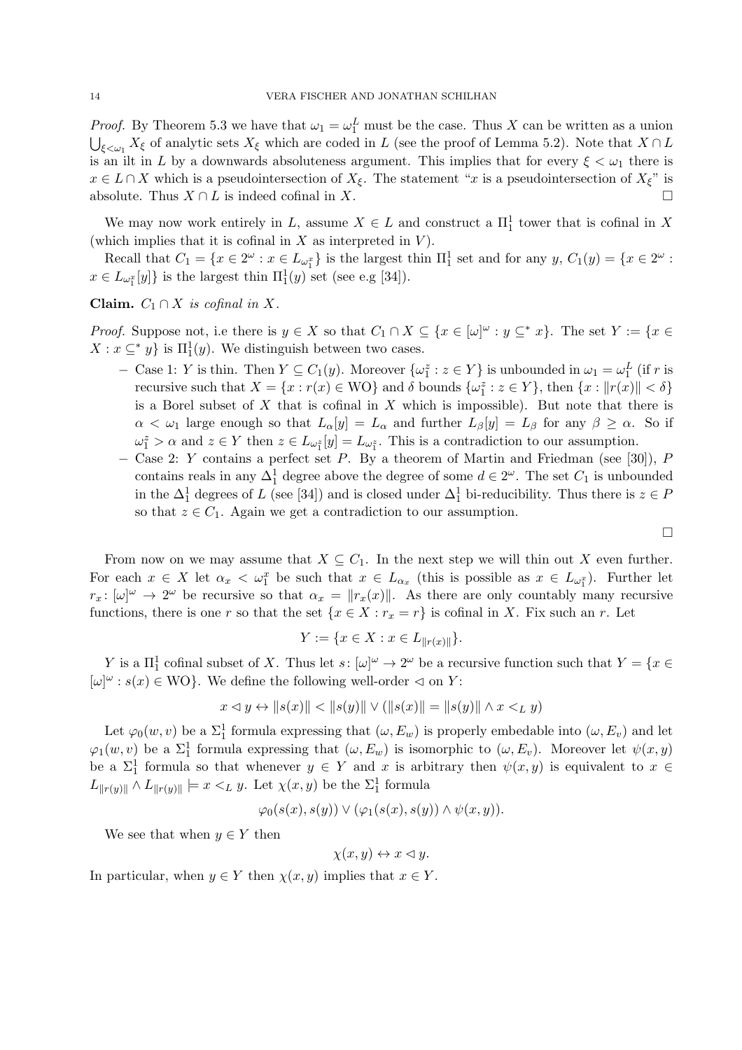*Proof.* By Theorem 5.3 we have that $\omega_1 = \omega_1^L$ must be the case. Thus $X$ can be written as a union $\bigcup_{\xi<\omega_1} X_\xi$ of analytic sets $X_\xi$ which are coded in $L$ (see the proof of Lemma 5.2). Note that $X \cap L$ is an ilt in $L$ by a downwards absoluteness argument. This implies that for every $\xi < \omega_1$ there is $x \in L \cap X$ which is a pseudointersection of $X_\xi$. The statement "$x$ is a pseudointersection of $X_\xi$" is absolute. Thus $X \cap L$ is indeed cofinal in $X$. $\square$

We may now work entirely in $L$, assume $X \in L$ and construct a $\Pi^1_1$ tower that is cofinal in $X$ (which implies that it is cofinal in $X$ as interpreted in $V$).

Recall that $C_1 = \{x \in 2^\omega : x \in L_{\omega_1^x}\}$ is the largest thin $\Pi^1_1$ set and for any $y$, $C_1(y) = \{x \in 2^\omega : x \in L_{\omega_1^x}[y]\}$ is the largest thin $\Pi^1_1(y)$ set (see e.g [34]).

**Claim.** *$C_1 \cap X$ is cofinal in $X$.*

*Proof.* Suppose not, i.e there is $y \in X$ so that $C_1 \cap X \subseteq \{x \in [\omega]^\omega : y \subseteq^* x\}$. The set $Y := \{x \in X : x \subseteq^* y\}$ is $\Pi^1_1(y)$. We distinguish between two cases.

- Case 1: $Y$ is thin. Then $Y \subseteq C_1(y)$. Moreover $\{\omega_1^z : z \in Y\}$ is unbounded in $\omega_1 = \omega_1^L$ (if $r$ is recursive such that $X = \{x : r(x) \in \mathrm{WO}\}$ and $\delta$ bounds $\{\omega_1^z : z \in Y\}$, then $\{x : \|r(x)\| < \delta\}$ is a Borel subset of $X$ that is cofinal in $X$ which is impossible). But note that there is $\alpha < \omega_1$ large enough so that $L_\alpha[y] = L_\alpha$ and further $L_\beta[y] = L_\beta$ for any $\beta \geq \alpha$. So if $\omega_1^z > \alpha$ and $z \in Y$ then $z \in L_{\omega_1^z}[y] = L_{\omega_1^z}$. This is a contradiction to our assumption.
- Case 2: $Y$ contains a perfect set $P$. By a theorem of Martin and Friedman (see [30]), $P$ contains reals in any $\Delta^1_1$ degree above the degree of some $d \in 2^\omega$. The set $C_1$ is unbounded in the $\Delta^1_1$ degrees of $L$ (see [34]) and is closed under $\Delta^1_1$ bi-reducibility. Thus there is $z \in P$ so that $z \in C_1$. Again we get a contradiction to our assumption.

$\square$

From now on we may assume that $X \subseteq C_1$. In the next step we will thin out $X$ even further. For each $x \in X$ let $\alpha_x < \omega_1^x$ be such that $x \in L_{\alpha_x}$ (this is possible as $x \in L_{\omega_1^x}$). Further let $r_x : [\omega]^\omega \to 2^\omega$ be recursive so that $\alpha_x = \|r_x(x)\|$. As there are only countably many recursive functions, there is one $r$ so that the set $\{x \in X : r_x = r\}$ is cofinal in $X$. Fix such an $r$. Let

$$Y := \{x \in X : x \in L_{\|r(x)\|}\}.$$

$Y$ is a $\Pi^1_1$ cofinal subset of $X$. Thus let $s : [\omega]^\omega \to 2^\omega$ be a recursive function such that $Y = \{x \in [\omega]^\omega : s(x) \in \mathrm{WO}\}$. We define the following well-order $\lhd$ on $Y$:

$$x \lhd y \leftrightarrow \|s(x)\| < \|s(y)\| \vee (\|s(x)\| = \|s(y)\| \wedge x <_L y)$$

Let $\varphi_0(w, v)$ be a $\Sigma^1_1$ formula expressing that $(\omega, E_w)$ is properly embedable into $(\omega, E_v)$ and let $\varphi_1(w, v)$ be a $\Sigma^1_1$ formula expressing that $(\omega, E_w)$ is isomorphic to $(\omega, E_v)$. Moreover let $\psi(x, y)$ be a $\Sigma^1_1$ formula so that whenever $y \in Y$ and $x$ is arbitrary then $\psi(x, y)$ is equivalent to $x \in L_{\|r(y)\|} \wedge L_{\|r(y)\|} \models x <_L y$. Let $\chi(x, y)$ be the $\Sigma^1_1$ formula

$$\varphi_0(s(x), s(y)) \vee (\varphi_1(s(x), s(y)) \wedge \psi(x, y)).$$

We see that when $y \in Y$ then

$$\chi(x, y) \leftrightarrow x \lhd y.$$

In particular, when $y \in Y$ then $\chi(x, y)$ implies that $x \in Y$.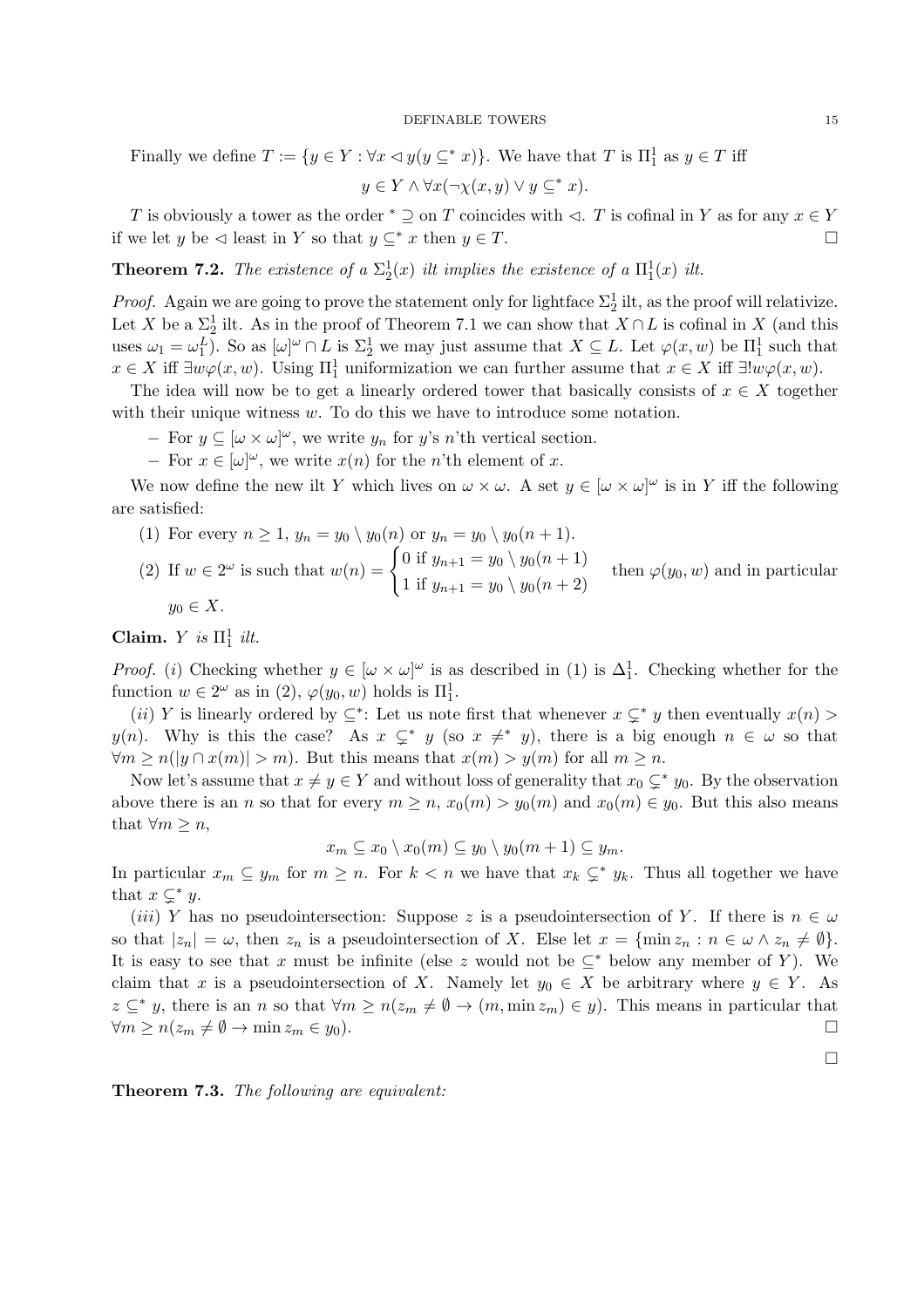Finally we define $T := \{y \in Y : \forall x \lhd y (y \subseteq^* x)\}$. We have that $T$ is $\Pi^1_1$ as $y \in T$ iff

$$y \in Y \wedge \forall x (\neg\chi(x,y) \vee y \subseteq^* x).$$

$T$ is obviously a tower as the order ${}^* \supseteq$ on $T$ coincides with $\lhd$. $T$ is cofinal in $Y$ as for any $x \in Y$ if we let $y$ be $\lhd$ least in $Y$ so that $y \subseteq^* x$ then $y \in T$. $\square$

**Theorem 7.2.** *The existence of a $\Sigma^1_2(x)$ ilt implies the existence of a $\Pi^1_1(x)$ ilt.*

*Proof.* Again we are going to prove the statement only for lightface $\Sigma^1_2$ ilt, as the proof will relativize. Let $X$ be a $\Sigma^1_2$ ilt. As in the proof of Theorem 7.1 we can show that $X \cap L$ is cofinal in $X$ (and this uses $\omega_1 = \omega_1^L$). So as $[\omega]^\omega \cap L$ is $\Sigma^1_2$ we may just assume that $X \subseteq L$. Let $\varphi(x,w)$ be $\Pi^1_1$ such that $x \in X$ iff $\exists w \varphi(x,w)$. Using $\Pi^1_1$ uniformization we can further assume that $x \in X$ iff $\exists! w \varphi(x,w)$.

The idea will now be to get a linearly ordered tower that basically consists of $x \in X$ together with their unique witness $w$. To do this we have to introduce some notation.

- For $y \subseteq [\omega \times \omega]^\omega$, we write $y_n$ for $y$'s $n$'th vertical section.
- For $x \in [\omega]^\omega$, we write $x(n)$ for the $n$'th element of $x$.

We now define the new ilt $Y$ which lives on $\omega \times \omega$. A set $y \in [\omega \times \omega]^\omega$ is in $Y$ iff the following are satisfied:

(1) For every $n \geq 1$, $y_n = y_0 \setminus y_0(n)$ or $y_n = y_0 \setminus y_0(n+1)$.

(2) If $w \in 2^\omega$ is such that $w(n) = \begin{cases} 0 \text{ if } y_{n+1} = y_0 \setminus y_0(n+1) \\ 1 \text{ if } y_{n+1} = y_0 \setminus y_0(n+2) \end{cases}$ then $\varphi(y_0, w)$ and in particular $y_0 \in X$.

**Claim.** *$Y$ is $\Pi^1_1$ ilt.*

*Proof.* (*i*) Checking whether $y \in [\omega \times \omega]^\omega$ is as described in (1) is $\Delta^1_1$. Checking whether for the function $w \in 2^\omega$ as in (2), $\varphi(y_0, w)$ holds is $\Pi^1_1$.

(*ii*) $Y$ is linearly ordered by $\subseteq^*$: Let us note first that whenever $x \subsetneq^* y$ then eventually $x(n) > y(n)$. Why is this the case? As $x \subsetneq^* y$ (so $x \neq^* y$), there is a big enough $n \in \omega$ so that $\forall m \geq n (|y \cap x(m)| > m)$. But this means that $x(m) > y(m)$ for all $m \geq n$.

Now let's assume that $x \neq y \in Y$ and without loss of generality that $x_0 \subsetneq^* y_0$. By the observation above there is an $n$ so that for every $m \geq n$, $x_0(m) > y_0(m)$ and $x_0(m) \in y_0$. But this also means that $\forall m \geq n$,

$$x_m \subseteq x_0 \setminus x_0(m) \subseteq y_0 \setminus y_0(m+1) \subseteq y_m.$$

In particular $x_m \subseteq y_m$ for $m \geq n$. For $k < n$ we have that $x_k \subsetneq^* y_k$. Thus all together we have that $x \subsetneq^* y$.

(*iii*) $Y$ has no pseudointersection: Suppose $z$ is a pseudointersection of $Y$. If there is $n \in \omega$ so that $|z_n| = \omega$, then $z_n$ is a pseudointersection of $X$. Else let $x = \{\min z_n : n \in \omega \wedge z_n \neq \emptyset\}$. It is easy to see that $x$ must be infinite (else $z$ would not be $\subseteq^*$ below any member of $Y$). We claim that $x$ is a pseudointersection of $X$. Namely let $y_0 \in X$ be arbitrary where $y \in Y$. As $z \subseteq^* y$, there is an $n$ so that $\forall m \geq n (z_m \neq \emptyset \rightarrow (m, \min z_m) \in y)$. This means in particular that $\forall m \geq n (z_m \neq \emptyset \rightarrow \min z_m \in y_0)$. $\square$

$\square$

**Theorem 7.3.** *The following are equivalent:*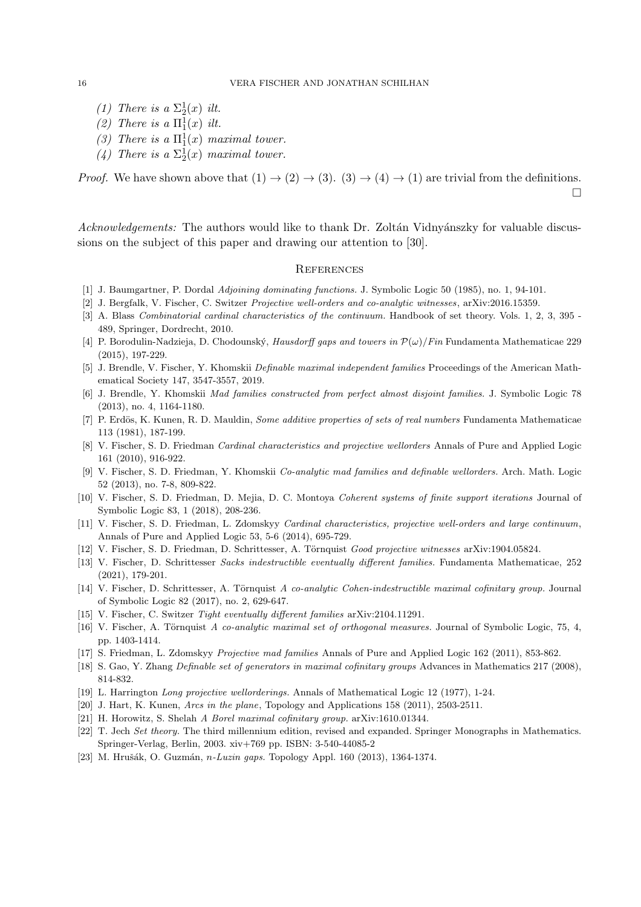(1) *There is a* $\Sigma^1_2(x)$ *ilt.*
(2) *There is a* $\Pi^1_1(x)$ *ilt.*
(3) *There is a* $\Pi^1_1(x)$ *maximal tower.*
(4) *There is a* $\Sigma^1_2(x)$ *maximal tower.*

*Proof.* We have shown above that $(1) \to (2) \to (3)$. $(3) \to (4) \to (1)$ are trivial from the definitions. □

*Acknowledgements:* The authors would like to thank Dr. Zoltán Vidnyánszky for valuable discussions on the subject of this paper and drawing our attention to [30].

## References

[1] J. Baumgartner, P. Dordal *Adjoining dominating functions.* J. Symbolic Logic 50 (1985), no. 1, 94-101.

[2] J. Bergfalk, V. Fischer, C. Switzer *Projective well-orders and co-analytic witnesses*, arXiv:2016.15359.

[3] A. Blass *Combinatorial cardinal characteristics of the continuum.* Handbook of set theory. Vols. 1, 2, 3, 395 - 489, Springer, Dordrecht, 2010.

[4] P. Borodulin-Nadzieja, D. Chodounský, *Hausdorff gaps and towers in* $\mathcal{P}(\omega)/Fin$ Fundamenta Mathematicae 229 (2015), 197-229.

[5] J. Brendle, V. Fischer, Y. Khomskii *Definable maximal independent families* Proceedings of the American Mathematical Society 147, 3547-3557, 2019.

[6] J. Brendle, Y. Khomskii *Mad families constructed from perfect almost disjoint families.* J. Symbolic Logic 78 (2013), no. 4, 1164-1180.

[7] P. Erdös, K. Kunen, R. D. Mauldin, *Some additive properties of sets of real numbers* Fundamenta Mathematicae 113 (1981), 187-199.

[8] V. Fischer, S. D. Friedman *Cardinal characteristics and projective wellorders* Annals of Pure and Applied Logic 161 (2010), 916-922.

[9] V. Fischer, S. D. Friedman, Y. Khomskii *Co-analytic mad families and definable wellorders.* Arch. Math. Logic 52 (2013), no. 7-8, 809-822.

[10] V. Fischer, S. D. Friedman, D. Mejia, D. C. Montoya *Coherent systems of finite support iterations* Journal of Symbolic Logic 83, 1 (2018), 208-236.

[11] V. Fischer, S. D. Friedman, L. Zdomskyy *Cardinal characteristics, projective well-orders and large continuum*, Annals of Pure and Applied Logic 53, 5-6 (2014), 695-729.

[12] V. Fischer, S. D. Friedman, D. Schrittesser, A. Törnquist *Good projective witnesses* arXiv:1904.05824.

[13] V. Fischer, D. Schrittesser *Sacks indestructible eventually different families.* Fundamenta Mathematicae, 252 (2021), 179-201.

[14] V. Fischer, D. Schrittesser, A. Törnquist *A co-analytic Cohen-indestructible maximal cofinitary group.* Journal of Symbolic Logic 82 (2017), no. 2, 629-647.

[15] V. Fischer, C. Switzer *Tight eventually different families* arXiv:2104.11291.

[16] V. Fischer, A. Törnquist *A co-analytic maximal set of orthogonal measures.* Journal of Symbolic Logic, 75, 4, pp. 1403-1414.

[17] S. Friedman, L. Zdomskyy *Projective mad families* Annals of Pure and Applied Logic 162 (2011), 853-862.

[18] S. Gao, Y. Zhang *Definable set of generators in maximal cofinitary groups* Advances in Mathematics 217 (2008), 814-832.

[19] L. Harrington *Long projective wellorderings.* Annals of Mathematical Logic 12 (1977), 1-24.

[20] J. Hart, K. Kunen, *Arcs in the plane*, Topology and Applications 158 (2011), 2503-2511.

[21] H. Horowitz, S. Shelah *A Borel maximal cofinitary group.* arXiv:1610.01344.

[22] T. Jech *Set theory.* The third millennium edition, revised and expanded. Springer Monographs in Mathematics. Springer-Verlag, Berlin, 2003. xiv+769 pp. ISBN: 3-540-44085-2

[23] M. Hrušák, O. Guzmán, *n-Luzin gaps.* Topology Appl. 160 (2013), 1364-1374.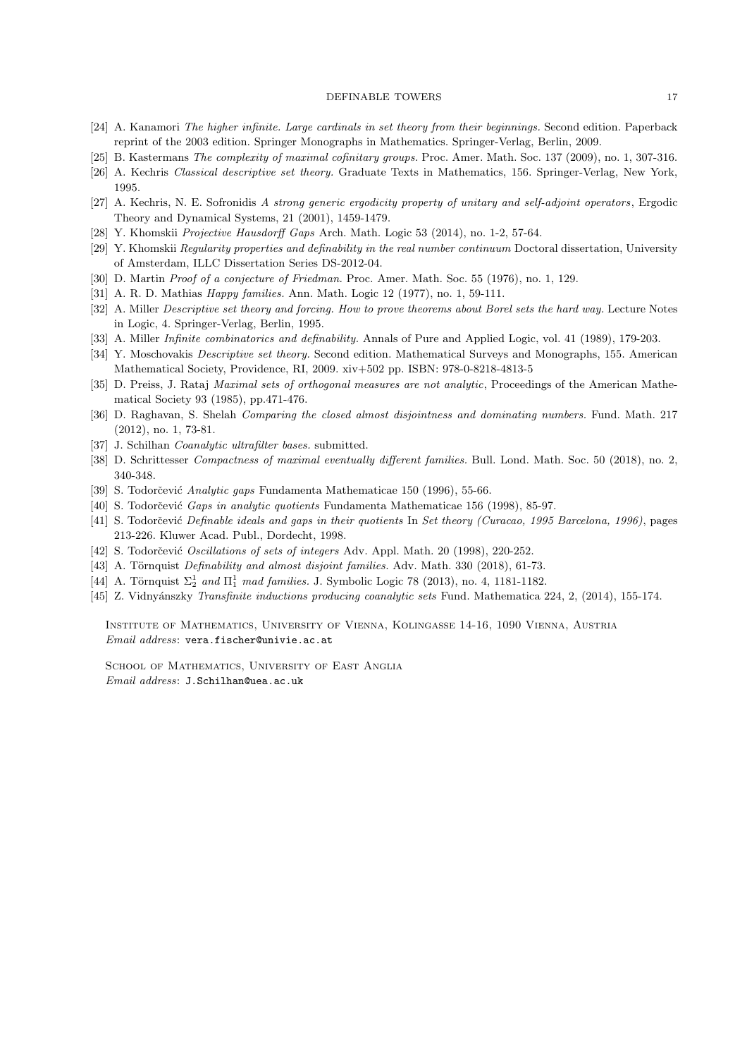[24] A. Kanamori *The higher infinite. Large cardinals in set theory from their beginnings.* Second edition. Paperback reprint of the 2003 edition. Springer Monographs in Mathematics. Springer-Verlag, Berlin, 2009.

[25] B. Kastermans *The complexity of maximal cofinitary groups.* Proc. Amer. Math. Soc. 137 (2009), no. 1, 307-316.

[26] A. Kechris *Classical descriptive set theory.* Graduate Texts in Mathematics, 156. Springer-Verlag, New York, 1995.

[27] A. Kechris, N. E. Sofronidis *A strong generic ergodicity property of unitary and self-adjoint operators*, Ergodic Theory and Dynamical Systems, 21 (2001), 1459-1479.

[28] Y. Khomskii *Projective Hausdorff Gaps* Arch. Math. Logic 53 (2014), no. 1-2, 57-64.

[29] Y. Khomskii *Regularity properties and definability in the real number continuum* Doctoral dissertation, University of Amsterdam, ILLC Dissertation Series DS-2012-04.

[30] D. Martin *Proof of a conjecture of Friedman.* Proc. Amer. Math. Soc. 55 (1976), no. 1, 129.

[31] A. R. D. Mathias *Happy families.* Ann. Math. Logic 12 (1977), no. 1, 59-111.

[32] A. Miller *Descriptive set theory and forcing. How to prove theorems about Borel sets the hard way.* Lecture Notes in Logic, 4. Springer-Verlag, Berlin, 1995.

[33] A. Miller *Infinite combinatorics and definability.* Annals of Pure and Applied Logic, vol. 41 (1989), 179-203.

[34] Y. Moschovakis *Descriptive set theory.* Second edition. Mathematical Surveys and Monographs, 155. American Mathematical Society, Providence, RI, 2009. xiv+502 pp. ISBN: 978-0-8218-4813-5

[35] D. Preiss, J. Rataj *Maximal sets of orthogonal measures are not analytic*, Proceedings of the American Mathematical Society 93 (1985), pp.471-476.

[36] D. Raghavan, S. Shelah *Comparing the closed almost disjointness and dominating numbers.* Fund. Math. 217 (2012), no. 1, 73-81.

[37] J. Schilhan *Coanalytic ultrafilter bases.* submitted.

[38] D. Schrittesser *Compactness of maximal eventually different families.* Bull. Lond. Math. Soc. 50 (2018), no. 2, 340-348.

[39] S. Todorčević *Analytic gaps* Fundamenta Mathematicae 150 (1996), 55-66.

[40] S. Todorčević *Gaps in analytic quotients* Fundamenta Mathematicae 156 (1998), 85-97.

[41] S. Todorčević *Definable ideals and gaps in their quotients* In *Set theory (Curacao, 1995 Barcelona, 1996)*, pages 213-226. Kluwer Acad. Publ., Dordecht, 1998.

[42] S. Todorčević *Oscillations of sets of integers* Adv. Appl. Math. 20 (1998), 220-252.

[43] A. Törnquist *Definability and almost disjoint families.* Adv. Math. 330 (2018), 61-73.

[44] A. Törnquist *$\Sigma^1_2$ and $\Pi^1_1$ mad families.* J. Symbolic Logic 78 (2013), no. 4, 1181-1182.

[45] Z. Vidnyánszky *Transfinite inductions producing coanalytic sets* Fund. Mathematica 224, 2, (2014), 155-174.

Institute of Mathematics, University of Vienna, Kolingasse 14-16, 1090 Vienna, Austria
*Email address*: vera.fischer@univie.ac.at

School of Mathematics, University of East Anglia
*Email address*: J.Schilhan@uea.ac.uk